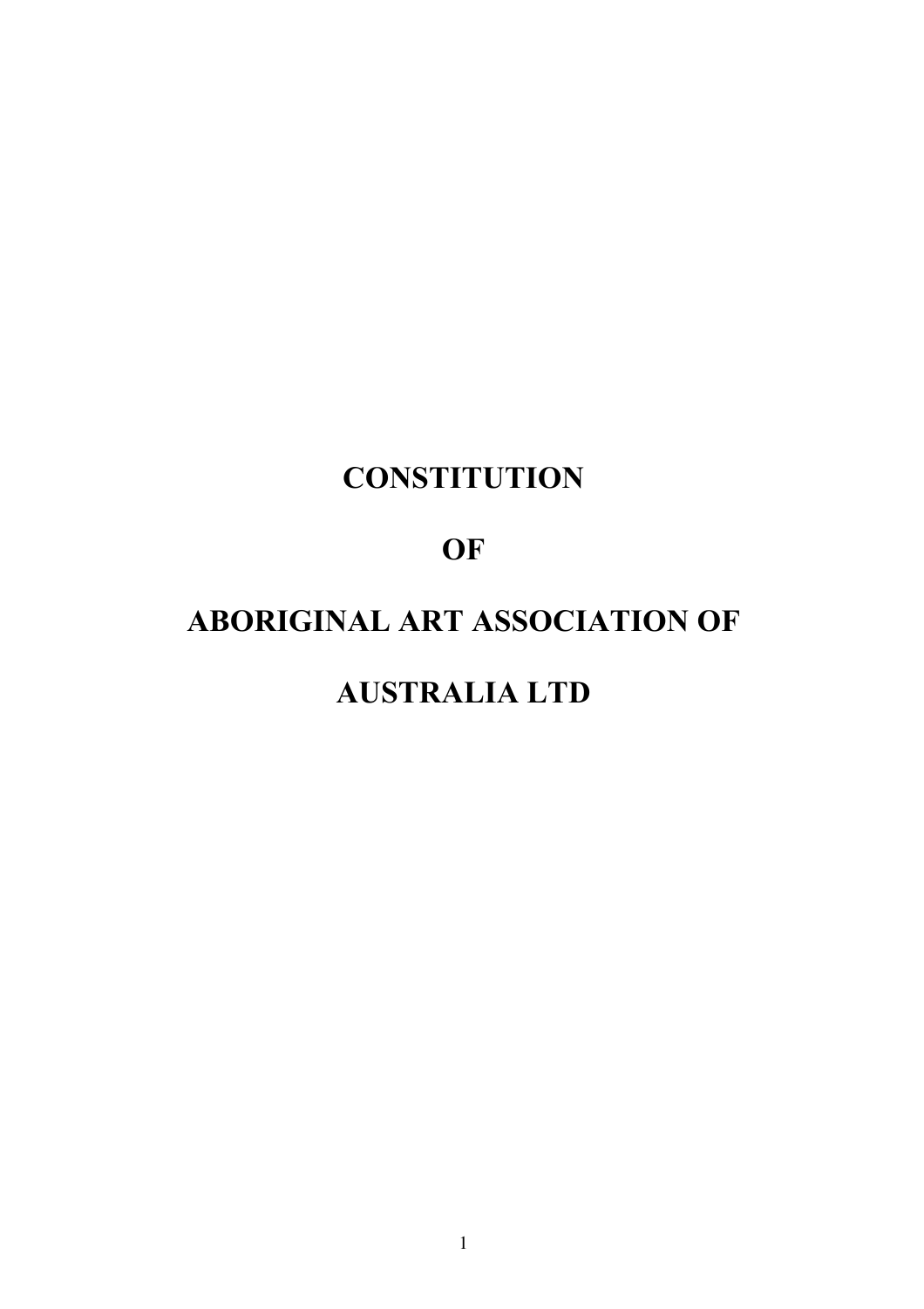# CONSTITUTION

# OF

# ABORIGINAL ART ASSOCIATION OF

# AUSTRALIA LTD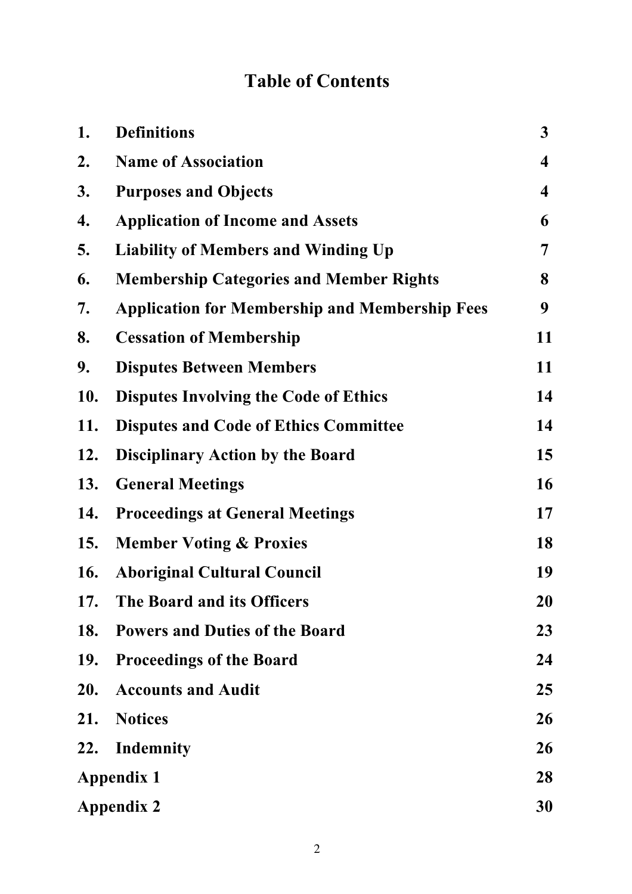# Table of Contents

| | | |
|---|---|---|
| 1. | Definitions | 3 |
| 2. | Name of Association | 4 |
| 3. | Purposes and Objects | 4 |
| 4. | Application of Income and Assets | 6 |
| 5. | Liability of Members and Winding Up | 7 |
| 6. | Membership Categories and Member Rights | 8 |
| 7. | Application for Membership and Membership Fees | 9 |
| 8. | Cessation of Membership | 11 |
| 9. | Disputes Between Members | 11 |
| 10. | Disputes Involving the Code of Ethics | 14 |
| 11. | Disputes and Code of Ethics Committee | 14 |
| 12. | Disciplinary Action by the Board | 15 |
| 13. | General Meetings | 16 |
| 14. | Proceedings at General Meetings | 17 |
| 15. | Member Voting & Proxies | 18 |
| 16. | Aboriginal Cultural Council | 19 |
| 17. | The Board and its Officers | 20 |
| 18. | Powers and Duties of the Board | 23 |
| 19. | Proceedings of the Board | 24 |
| 20. | Accounts and Audit | 25 |
| 21. | Notices | 26 |
| 22. | Indemnity | 26 |
| Appendix 1 | | 28 |
| Appendix 2 | | 30 |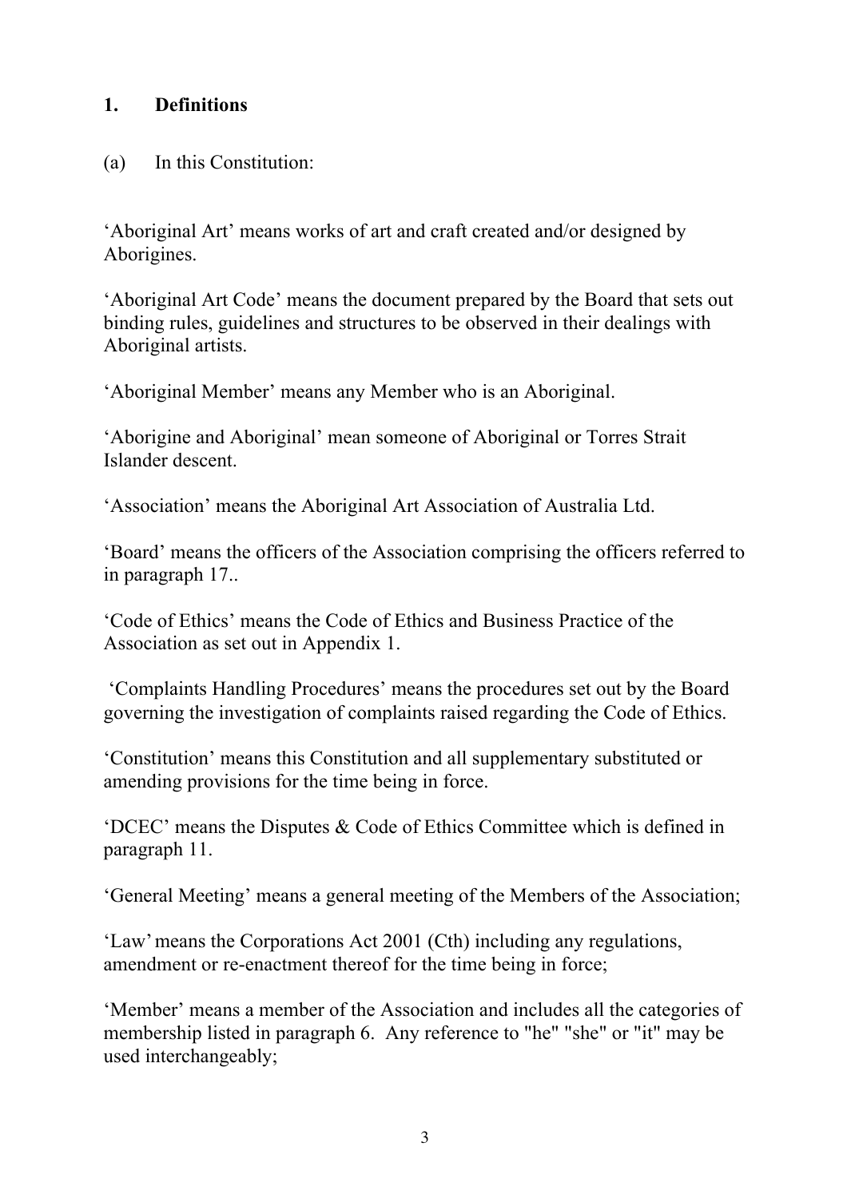## 1. Definitions

(a) In this Constitution:

'Aboriginal Art' means works of art and craft created and/or designed by Aborigines.

'Aboriginal Art Code' means the document prepared by the Board that sets out binding rules, guidelines and structures to be observed in their dealings with Aboriginal artists.

'Aboriginal Member' means any Member who is an Aboriginal.

'Aborigine and Aboriginal' mean someone of Aboriginal or Torres Strait Islander descent.

'Association' means the Aboriginal Art Association of Australia Ltd.

'Board' means the officers of the Association comprising the officers referred to in paragraph 17..

'Code of Ethics' means the Code of Ethics and Business Practice of the Association as set out in Appendix 1.

'Complaints Handling Procedures' means the procedures set out by the Board governing the investigation of complaints raised regarding the Code of Ethics.

'Constitution' means this Constitution and all supplementary substituted or amending provisions for the time being in force.

'DCEC' means the Disputes & Code of Ethics Committee which is defined in paragraph 11.

'General Meeting' means a general meeting of the Members of the Association;

'Law' means the Corporations Act 2001 (Cth) including any regulations, amendment or re-enactment thereof for the time being in force;

'Member' means a member of the Association and includes all the categories of membership listed in paragraph 6. Any reference to "he" "she" or "it" may be used interchangeably;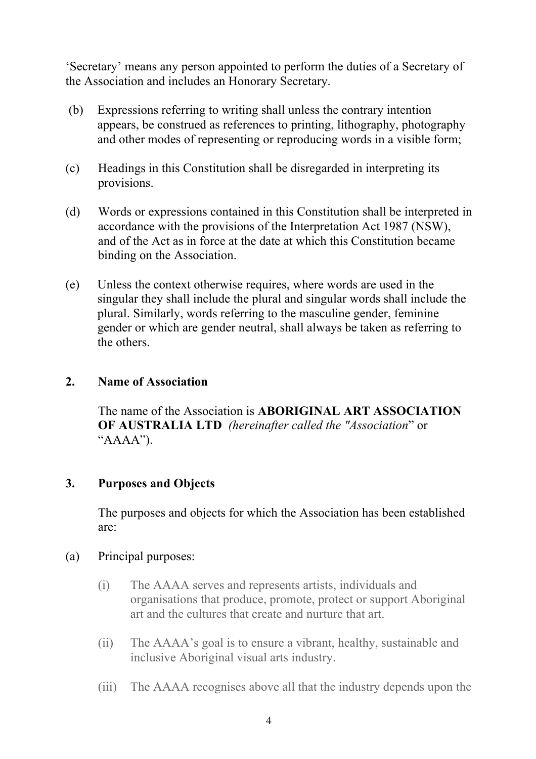'Secretary' means any person appointed to perform the duties of a Secretary of the Association and includes an Honorary Secretary.

(b) Expressions referring to writing shall unless the contrary intention appears, be construed as references to printing, lithography, photography and other modes of representing or reproducing words in a visible form;

(c) Headings in this Constitution shall be disregarded in interpreting its provisions.

(d) Words or expressions contained in this Constitution shall be interpreted in accordance with the provisions of the Interpretation Act 1987 (NSW), and of the Act as in force at the date at which this Constitution became binding on the Association.

(e) Unless the context otherwise requires, where words are used in the singular they shall include the plural and singular words shall include the plural. Similarly, words referring to the masculine gender, feminine gender or which are gender neutral, shall always be taken as referring to the others.

## 2. Name of Association

The name of the Association is **ABORIGINAL ART ASSOCIATION OF AUSTRALIA LTD** *(hereinafter called the "Association*" or "AAAA").

## 3. Purposes and Objects

The purposes and objects for which the Association has been established are:

(a) Principal purposes:

(i) The AAAA serves and represents artists, individuals and organisations that produce, promote, protect or support Aboriginal art and the cultures that create and nurture that art.

(ii) The AAAA's goal is to ensure a vibrant, healthy, sustainable and inclusive Aboriginal visual arts industry.

(iii) The AAAA recognises above all that the industry depends upon the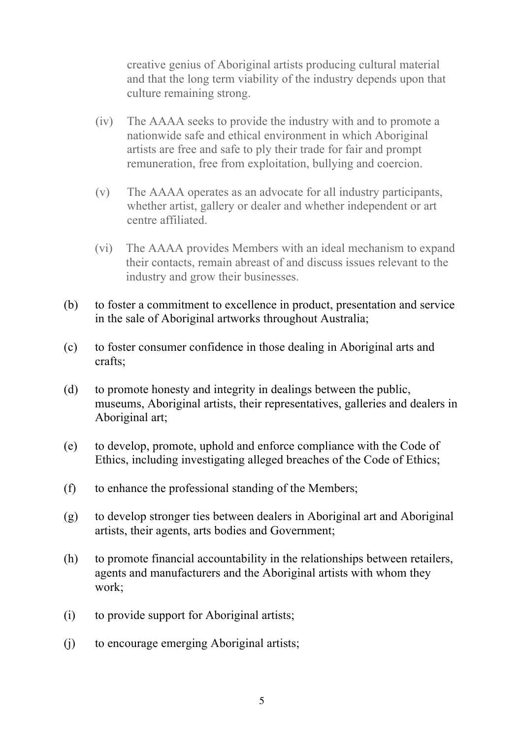creative genius of Aboriginal artists producing cultural material and that the long term viability of the industry depends upon that culture remaining strong.

(iv) The AAAA seeks to provide the industry with and to promote a nationwide safe and ethical environment in which Aboriginal artists are free and safe to ply their trade for fair and prompt remuneration, free from exploitation, bullying and coercion.

(v) The AAAA operates as an advocate for all industry participants, whether artist, gallery or dealer and whether independent or art centre affiliated.

(vi) The AAAA provides Members with an ideal mechanism to expand their contacts, remain abreast of and discuss issues relevant to the industry and grow their businesses.

(b) to foster a commitment to excellence in product, presentation and service in the sale of Aboriginal artworks throughout Australia;

(c) to foster consumer confidence in those dealing in Aboriginal arts and crafts;

(d) to promote honesty and integrity in dealings between the public, museums, Aboriginal artists, their representatives, galleries and dealers in Aboriginal art;

(e) to develop, promote, uphold and enforce compliance with the Code of Ethics, including investigating alleged breaches of the Code of Ethics;

(f) to enhance the professional standing of the Members;

(g) to develop stronger ties between dealers in Aboriginal art and Aboriginal artists, their agents, arts bodies and Government;

(h) to promote financial accountability in the relationships between retailers, agents and manufacturers and the Aboriginal artists with whom they work;

(i) to provide support for Aboriginal artists;

(j) to encourage emerging Aboriginal artists;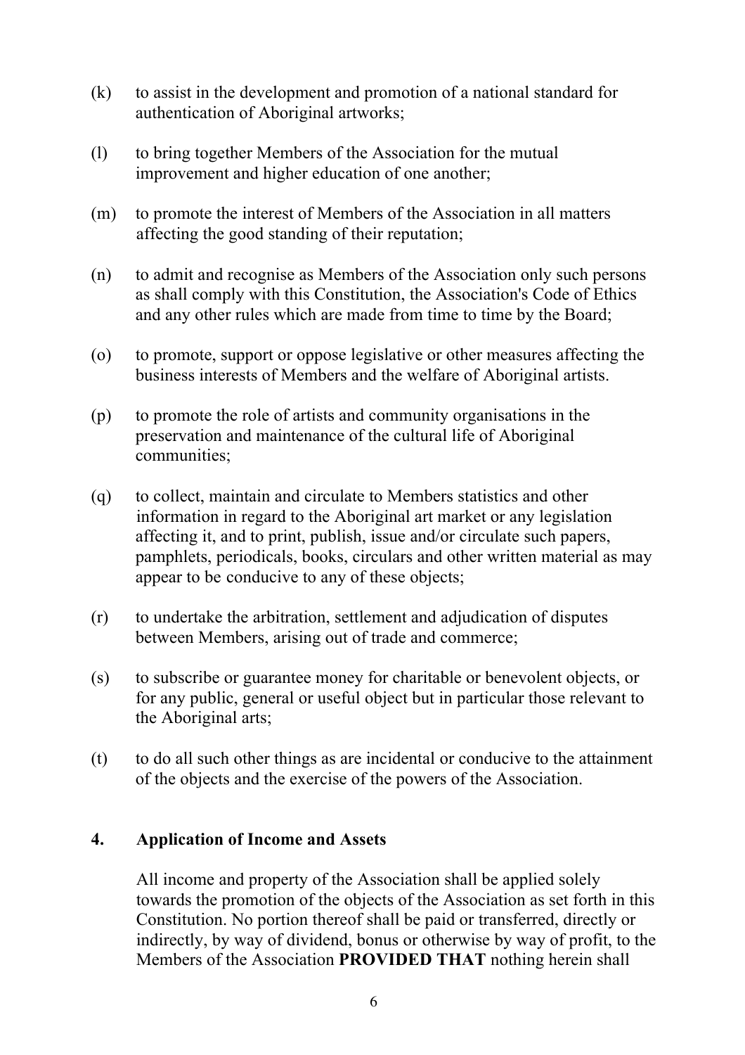(k) to assist in the development and promotion of a national standard for authentication of Aboriginal artworks;

(l) to bring together Members of the Association for the mutual improvement and higher education of one another;

(m) to promote the interest of Members of the Association in all matters affecting the good standing of their reputation;

(n) to admit and recognise as Members of the Association only such persons as shall comply with this Constitution, the Association's Code of Ethics and any other rules which are made from time to time by the Board;

(o) to promote, support or oppose legislative or other measures affecting the business interests of Members and the welfare of Aboriginal artists.

(p) to promote the role of artists and community organisations in the preservation and maintenance of the cultural life of Aboriginal communities;

(q) to collect, maintain and circulate to Members statistics and other information in regard to the Aboriginal art market or any legislation affecting it, and to print, publish, issue and/or circulate such papers, pamphlets, periodicals, books, circulars and other written material as may appear to be conducive to any of these objects;

(r) to undertake the arbitration, settlement and adjudication of disputes between Members, arising out of trade and commerce;

(s) to subscribe or guarantee money for charitable or benevolent objects, or for any public, general or useful object but in particular those relevant to the Aboriginal arts;

(t) to do all such other things as are incidental or conducive to the attainment of the objects and the exercise of the powers of the Association.

## 4. Application of Income and Assets

All income and property of the Association shall be applied solely towards the promotion of the objects of the Association as set forth in this Constitution. No portion thereof shall be paid or transferred, directly or indirectly, by way of dividend, bonus or otherwise by way of profit, to the Members of the Association **PROVIDED THAT** nothing herein shall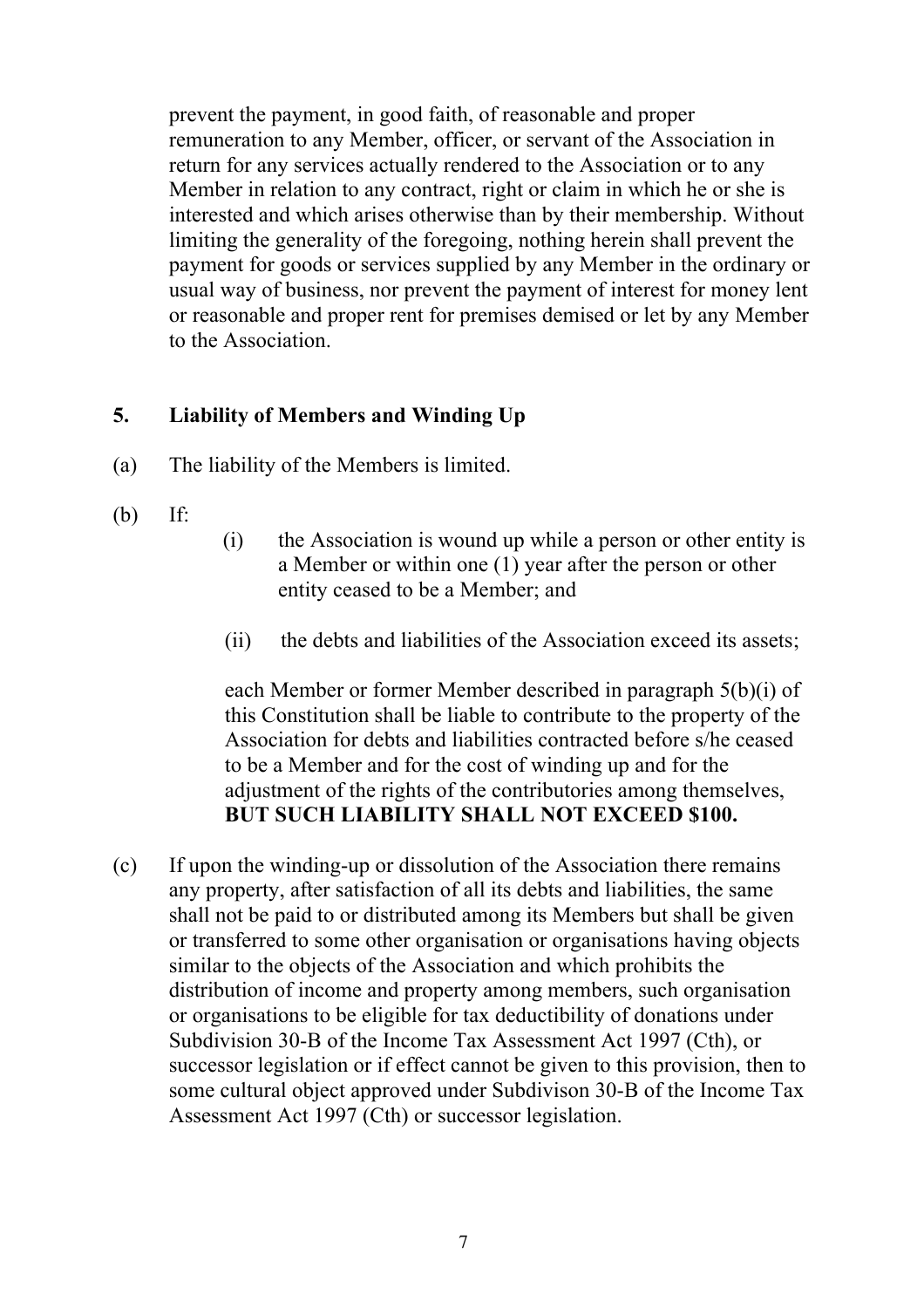prevent the payment, in good faith, of reasonable and proper remuneration to any Member, officer, or servant of the Association in return for any services actually rendered to the Association or to any Member in relation to any contract, right or claim in which he or she is interested and which arises otherwise than by their membership. Without limiting the generality of the foregoing, nothing herein shall prevent the payment for goods or services supplied by any Member in the ordinary or usual way of business, nor prevent the payment of interest for money lent or reasonable and proper rent for premises demised or let by any Member to the Association.

## 5. Liability of Members and Winding Up

(a) The liability of the Members is limited.

(b) If:

(i) the Association is wound up while a person or other entity is a Member or within one (1) year after the person or other entity ceased to be a Member; and

(ii) the debts and liabilities of the Association exceed its assets;

each Member or former Member described in paragraph 5(b)(i) of this Constitution shall be liable to contribute to the property of the Association for debts and liabilities contracted before s/he ceased to be a Member and for the cost of winding up and for the adjustment of the rights of the contributories among themselves, **BUT SUCH LIABILITY SHALL NOT EXCEED $100.**

(c) If upon the winding-up or dissolution of the Association there remains any property, after satisfaction of all its debts and liabilities, the same shall not be paid to or distributed among its Members but shall be given or transferred to some other organisation or organisations having objects similar to the objects of the Association and which prohibits the distribution of income and property among members, such organisation or organisations to be eligible for tax deductibility of donations under Subdivision 30-B of the Income Tax Assessment Act 1997 (Cth), or successor legislation or if effect cannot be given to this provision, then to some cultural object approved under Subdivison 30-B of the Income Tax Assessment Act 1997 (Cth) or successor legislation.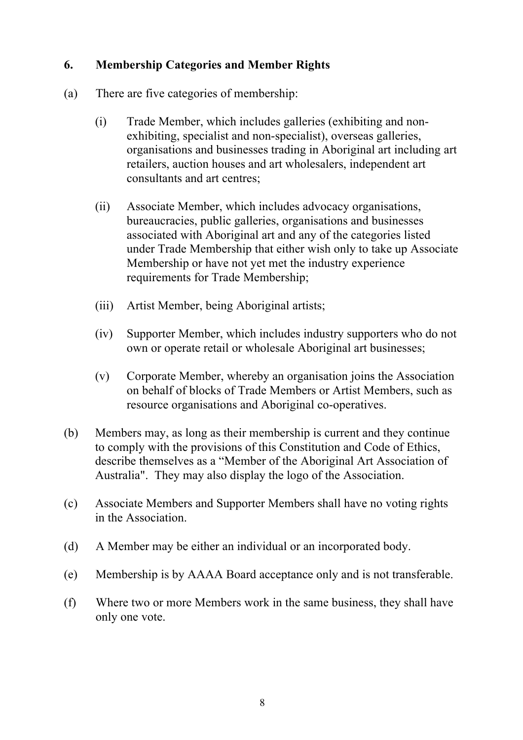## 6. Membership Categories and Member Rights

(a) There are five categories of membership:

   (i) Trade Member, which includes galleries (exhibiting and non-exhibiting, specialist and non-specialist), overseas galleries, organisations and businesses trading in Aboriginal art including art retailers, auction houses and art wholesalers, independent art consultants and art centres;

   (ii) Associate Member, which includes advocacy organisations, bureaucracies, public galleries, organisations and businesses associated with Aboriginal art and any of the categories listed under Trade Membership that either wish only to take up Associate Membership or have not yet met the industry experience requirements for Trade Membership;

   (iii) Artist Member, being Aboriginal artists;

   (iv) Supporter Member, which includes industry supporters who do not own or operate retail or wholesale Aboriginal art businesses;

   (v) Corporate Member, whereby an organisation joins the Association on behalf of blocks of Trade Members or Artist Members, such as resource organisations and Aboriginal co-operatives.

(b) Members may, as long as their membership is current and they continue to comply with the provisions of this Constitution and Code of Ethics, describe themselves as a "Member of the Aboriginal Art Association of Australia". They may also display the logo of the Association.

(c) Associate Members and Supporter Members shall have no voting rights in the Association.

(d) A Member may be either an individual or an incorporated body.

(e) Membership is by AAAA Board acceptance only and is not transferable.

(f) Where two or more Members work in the same business, they shall have only one vote.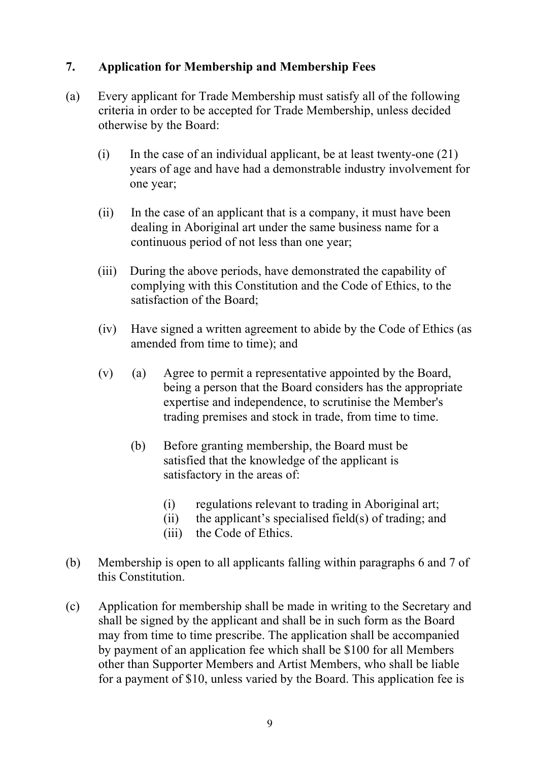## 7. Application for Membership and Membership Fees

(a) Every applicant for Trade Membership must satisfy all of the following criteria in order to be accepted for Trade Membership, unless decided otherwise by the Board:

  (i) In the case of an individual applicant, be at least twenty-one (21) years of age and have had a demonstrable industry involvement for one year;

  (ii) In the case of an applicant that is a company, it must have been dealing in Aboriginal art under the same business name for a continuous period of not less than one year;

  (iii) During the above periods, have demonstrated the capability of complying with this Constitution and the Code of Ethics, to the satisfaction of the Board;

  (iv) Have signed a written agreement to abide by the Code of Ethics (as amended from time to time); and

  (v) (a) Agree to permit a representative appointed by the Board, being a person that the Board considers has the appropriate expertise and independence, to scrutinise the Member's trading premises and stock in trade, from time to time.

    (b) Before granting membership, the Board must be satisfied that the knowledge of the applicant is satisfactory in the areas of:

      (i) regulations relevant to trading in Aboriginal art;
      (ii) the applicant's specialised field(s) of trading; and
      (iii) the Code of Ethics.

(b) Membership is open to all applicants falling within paragraphs 6 and 7 of this Constitution.

(c) Application for membership shall be made in writing to the Secretary and shall be signed by the applicant and shall be in such form as the Board may from time to time prescribe. The application shall be accompanied by payment of an application fee which shall be $100 for all Members other than Supporter Members and Artist Members, who shall be liable for a payment of $10, unless varied by the Board. This application fee is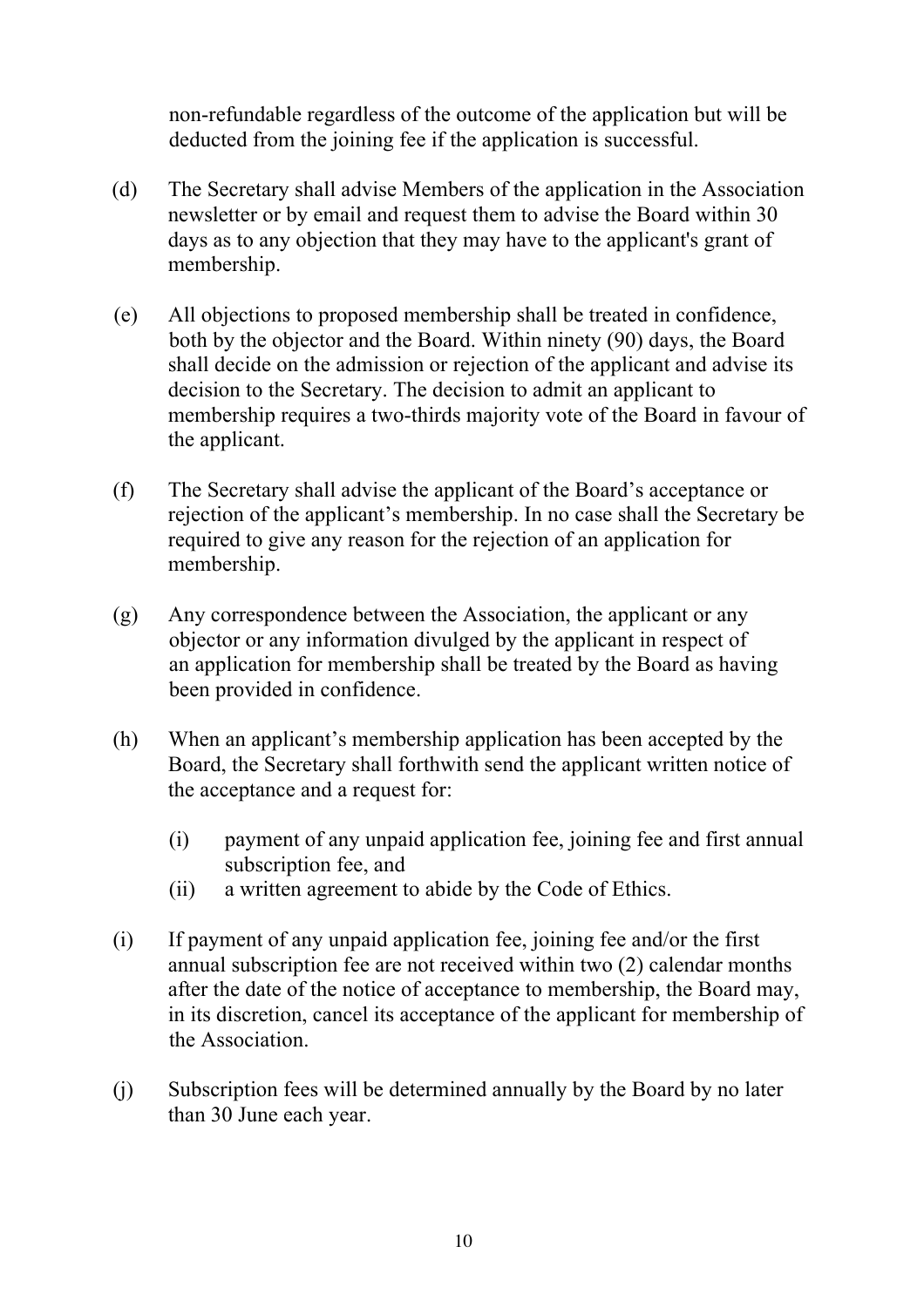non-refundable regardless of the outcome of the application but will be deducted from the joining fee if the application is successful.

(d) The Secretary shall advise Members of the application in the Association newsletter or by email and request them to advise the Board within 30 days as to any objection that they may have to the applicant's grant of membership.

(e) All objections to proposed membership shall be treated in confidence, both by the objector and the Board. Within ninety (90) days, the Board shall decide on the admission or rejection of the applicant and advise its decision to the Secretary. The decision to admit an applicant to membership requires a two-thirds majority vote of the Board in favour of the applicant.

(f) The Secretary shall advise the applicant of the Board's acceptance or rejection of the applicant's membership. In no case shall the Secretary be required to give any reason for the rejection of an application for membership.

(g) Any correspondence between the Association, the applicant or any objector or any information divulged by the applicant in respect of an application for membership shall be treated by the Board as having been provided in confidence.

(h) When an applicant's membership application has been accepted by the Board, the Secretary shall forthwith send the applicant written notice of the acceptance and a request for:

   (i) payment of any unpaid application fee, joining fee and first annual subscription fee, and
   (ii) a written agreement to abide by the Code of Ethics.

(i) If payment of any unpaid application fee, joining fee and/or the first annual subscription fee are not received within two (2) calendar months after the date of the notice of acceptance to membership, the Board may, in its discretion, cancel its acceptance of the applicant for membership of the Association.

(j) Subscription fees will be determined annually by the Board by no later than 30 June each year.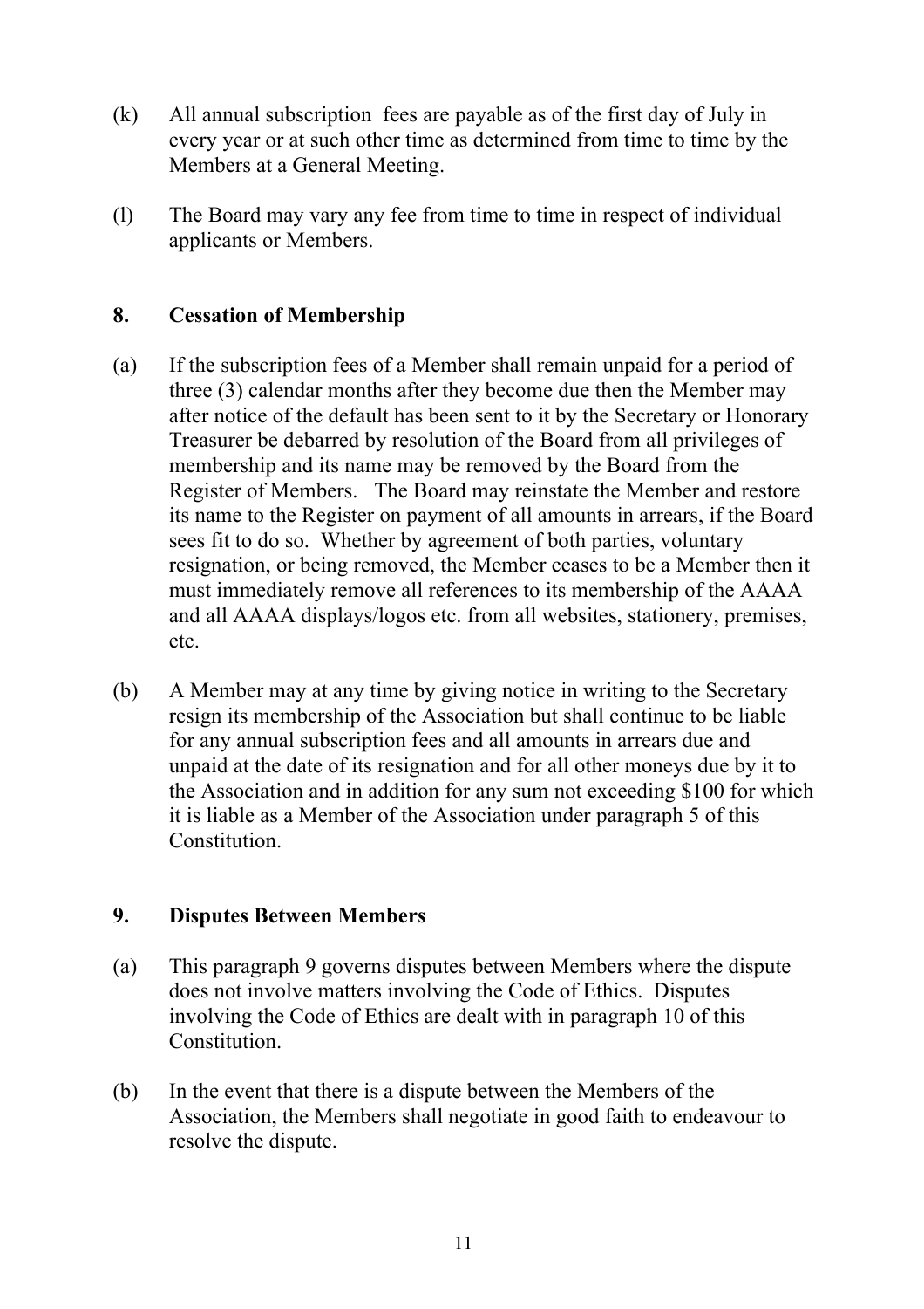(k) All annual subscription fees are payable as of the first day of July in every year or at such other time as determined from time to time by the Members at a General Meeting.

(l) The Board may vary any fee from time to time in respect of individual applicants or Members.

## 8. Cessation of Membership

(a) If the subscription fees of a Member shall remain unpaid for a period of three (3) calendar months after they become due then the Member may after notice of the default has been sent to it by the Secretary or Honorary Treasurer be debarred by resolution of the Board from all privileges of membership and its name may be removed by the Board from the Register of Members. The Board may reinstate the Member and restore its name to the Register on payment of all amounts in arrears, if the Board sees fit to do so. Whether by agreement of both parties, voluntary resignation, or being removed, the Member ceases to be a Member then it must immediately remove all references to its membership of the AAAA and all AAAA displays/logos etc. from all websites, stationery, premises, etc.

(b) A Member may at any time by giving notice in writing to the Secretary resign its membership of the Association but shall continue to be liable for any annual subscription fees and all amounts in arrears due and unpaid at the date of its resignation and for all other moneys due by it to the Association and in addition for any sum not exceeding $100 for which it is liable as a Member of the Association under paragraph 5 of this Constitution.

## 9. Disputes Between Members

(a) This paragraph 9 governs disputes between Members where the dispute does not involve matters involving the Code of Ethics. Disputes involving the Code of Ethics are dealt with in paragraph 10 of this Constitution.

(b) In the event that there is a dispute between the Members of the Association, the Members shall negotiate in good faith to endeavour to resolve the dispute.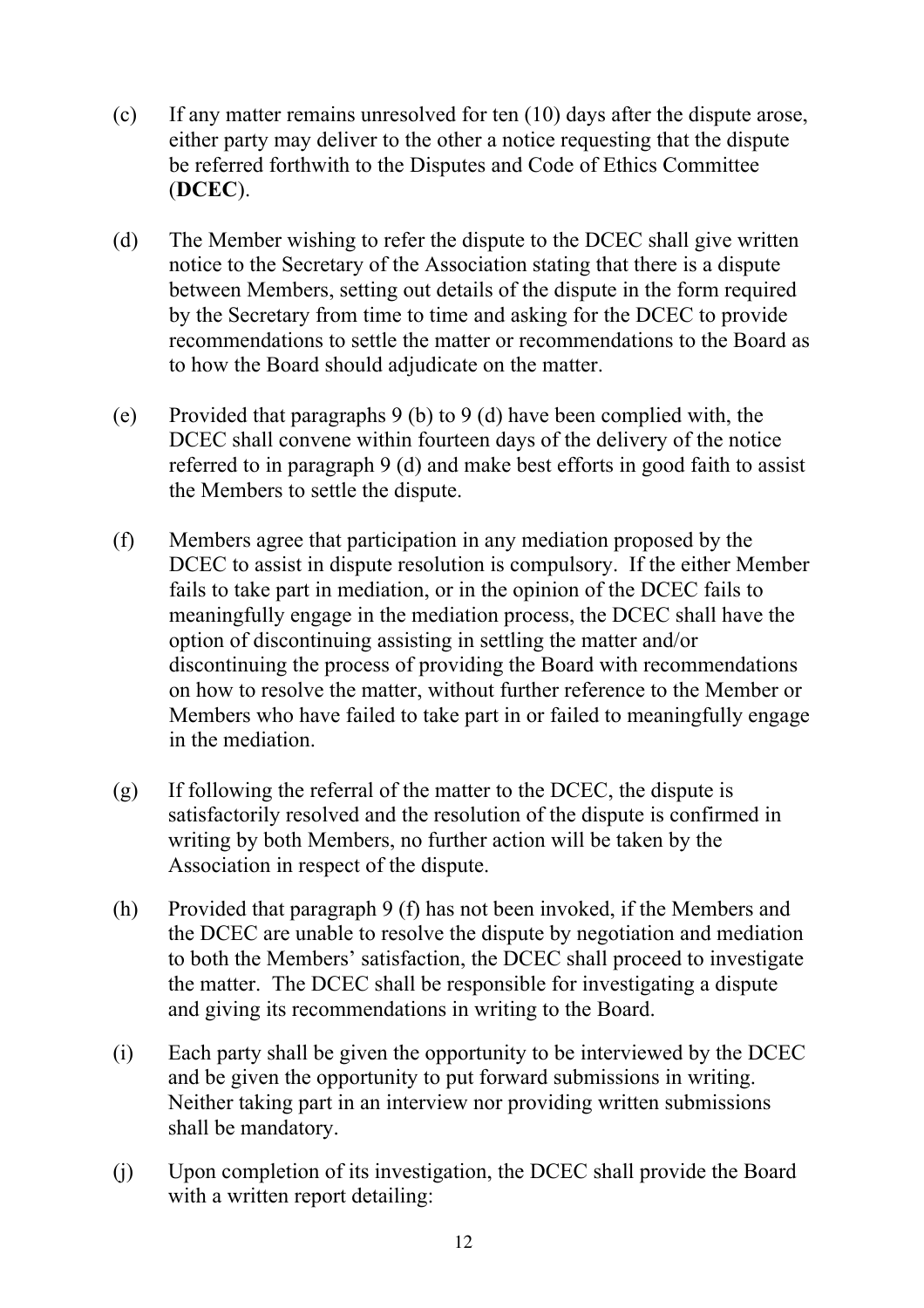(c) If any matter remains unresolved for ten (10) days after the dispute arose, either party may deliver to the other a notice requesting that the dispute be referred forthwith to the Disputes and Code of Ethics Committee (**DCEC**).

(d) The Member wishing to refer the dispute to the DCEC shall give written notice to the Secretary of the Association stating that there is a dispute between Members, setting out details of the dispute in the form required by the Secretary from time to time and asking for the DCEC to provide recommendations to settle the matter or recommendations to the Board as to how the Board should adjudicate on the matter.

(e) Provided that paragraphs 9 (b) to 9 (d) have been complied with, the DCEC shall convene within fourteen days of the delivery of the notice referred to in paragraph 9 (d) and make best efforts in good faith to assist the Members to settle the dispute.

(f) Members agree that participation in any mediation proposed by the DCEC to assist in dispute resolution is compulsory. If the either Member fails to take part in mediation, or in the opinion of the DCEC fails to meaningfully engage in the mediation process, the DCEC shall have the option of discontinuing assisting in settling the matter and/or discontinuing the process of providing the Board with recommendations on how to resolve the matter, without further reference to the Member or Members who have failed to take part in or failed to meaningfully engage in the mediation.

(g) If following the referral of the matter to the DCEC, the dispute is satisfactorily resolved and the resolution of the dispute is confirmed in writing by both Members, no further action will be taken by the Association in respect of the dispute.

(h) Provided that paragraph 9 (f) has not been invoked, if the Members and the DCEC are unable to resolve the dispute by negotiation and mediation to both the Members' satisfaction, the DCEC shall proceed to investigate the matter. The DCEC shall be responsible for investigating a dispute and giving its recommendations in writing to the Board.

(i) Each party shall be given the opportunity to be interviewed by the DCEC and be given the opportunity to put forward submissions in writing. Neither taking part in an interview nor providing written submissions shall be mandatory.

(j) Upon completion of its investigation, the DCEC shall provide the Board with a written report detailing: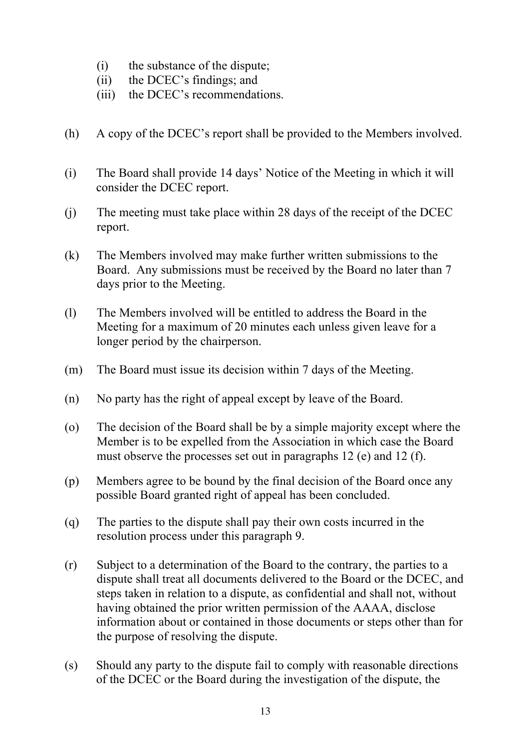(i) the substance of the dispute;
(ii) the DCEC's findings; and
(iii) the DCEC's recommendations.

(h) A copy of the DCEC's report shall be provided to the Members involved.

(i) The Board shall provide 14 days' Notice of the Meeting in which it will consider the DCEC report.

(j) The meeting must take place within 28 days of the receipt of the DCEC report.

(k) The Members involved may make further written submissions to the Board. Any submissions must be received by the Board no later than 7 days prior to the Meeting.

(l) The Members involved will be entitled to address the Board in the Meeting for a maximum of 20 minutes each unless given leave for a longer period by the chairperson.

(m) The Board must issue its decision within 7 days of the Meeting.

(n) No party has the right of appeal except by leave of the Board.

(o) The decision of the Board shall be by a simple majority except where the Member is to be expelled from the Association in which case the Board must observe the processes set out in paragraphs 12 (e) and 12 (f).

(p) Members agree to be bound by the final decision of the Board once any possible Board granted right of appeal has been concluded.

(q) The parties to the dispute shall pay their own costs incurred in the resolution process under this paragraph 9.

(r) Subject to a determination of the Board to the contrary, the parties to a dispute shall treat all documents delivered to the Board or the DCEC, and steps taken in relation to a dispute, as confidential and shall not, without having obtained the prior written permission of the AAAA, disclose information about or contained in those documents or steps other than for the purpose of resolving the dispute.

(s) Should any party to the dispute fail to comply with reasonable directions of the DCEC or the Board during the investigation of the dispute, the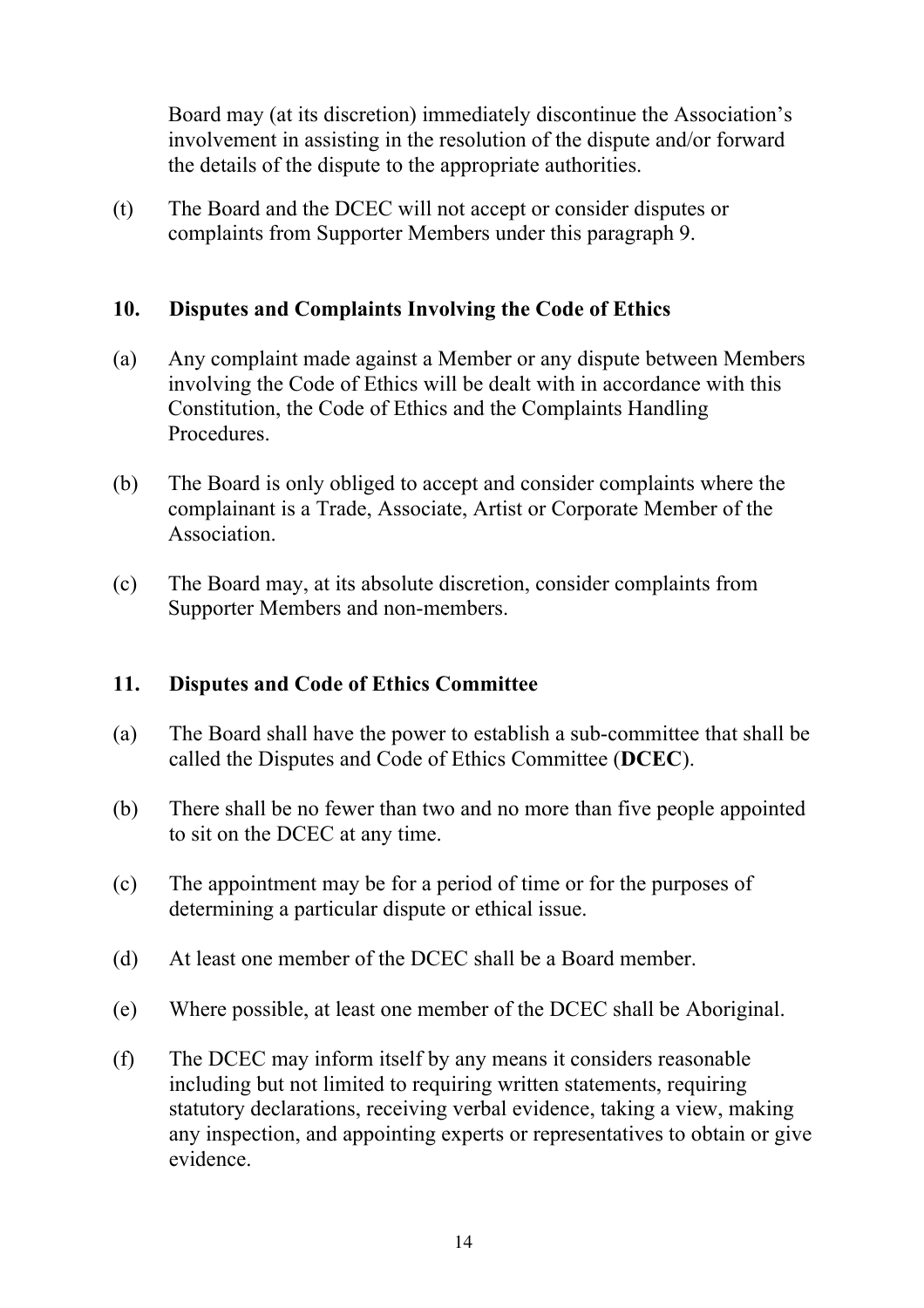Board may (at its discretion) immediately discontinue the Association's involvement in assisting in the resolution of the dispute and/or forward the details of the dispute to the appropriate authorities.

(t) The Board and the DCEC will not accept or consider disputes or complaints from Supporter Members under this paragraph 9.

## 10. Disputes and Complaints Involving the Code of Ethics

(a) Any complaint made against a Member or any dispute between Members involving the Code of Ethics will be dealt with in accordance with this Constitution, the Code of Ethics and the Complaints Handling Procedures.

(b) The Board is only obliged to accept and consider complaints where the complainant is a Trade, Associate, Artist or Corporate Member of the Association.

(c) The Board may, at its absolute discretion, consider complaints from Supporter Members and non-members.

## 11. Disputes and Code of Ethics Committee

(a) The Board shall have the power to establish a sub-committee that shall be called the Disputes and Code of Ethics Committee (**DCEC**).

(b) There shall be no fewer than two and no more than five people appointed to sit on the DCEC at any time.

(c) The appointment may be for a period of time or for the purposes of determining a particular dispute or ethical issue.

(d) At least one member of the DCEC shall be a Board member.

(e) Where possible, at least one member of the DCEC shall be Aboriginal.

(f) The DCEC may inform itself by any means it considers reasonable including but not limited to requiring written statements, requiring statutory declarations, receiving verbal evidence, taking a view, making any inspection, and appointing experts or representatives to obtain or give evidence.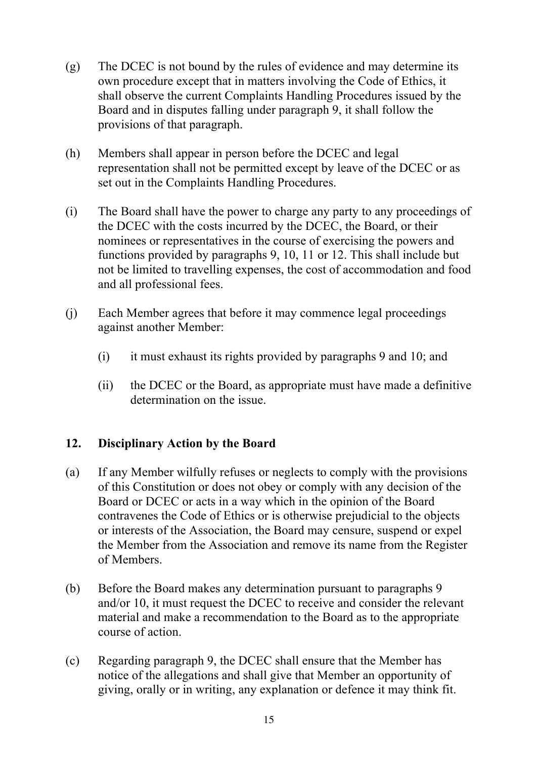(g) The DCEC is not bound by the rules of evidence and may determine its own procedure except that in matters involving the Code of Ethics, it shall observe the current Complaints Handling Procedures issued by the Board and in disputes falling under paragraph 9, it shall follow the provisions of that paragraph.

(h) Members shall appear in person before the DCEC and legal representation shall not be permitted except by leave of the DCEC or as set out in the Complaints Handling Procedures.

(i) The Board shall have the power to charge any party to any proceedings of the DCEC with the costs incurred by the DCEC, the Board, or their nominees or representatives in the course of exercising the powers and functions provided by paragraphs 9, 10, 11 or 12. This shall include but not be limited to travelling expenses, the cost of accommodation and food and all professional fees.

(j) Each Member agrees that before it may commence legal proceedings against another Member:

  (i) it must exhaust its rights provided by paragraphs 9 and 10; and

  (ii) the DCEC or the Board, as appropriate must have made a definitive determination on the issue.

## 12. Disciplinary Action by the Board

(a) If any Member wilfully refuses or neglects to comply with the provisions of this Constitution or does not obey or comply with any decision of the Board or DCEC or acts in a way which in the opinion of the Board contravenes the Code of Ethics or is otherwise prejudicial to the objects or interests of the Association, the Board may censure, suspend or expel the Member from the Association and remove its name from the Register of Members.

(b) Before the Board makes any determination pursuant to paragraphs 9 and/or 10, it must request the DCEC to receive and consider the relevant material and make a recommendation to the Board as to the appropriate course of action.

(c) Regarding paragraph 9, the DCEC shall ensure that the Member has notice of the allegations and shall give that Member an opportunity of giving, orally or in writing, any explanation or defence it may think fit.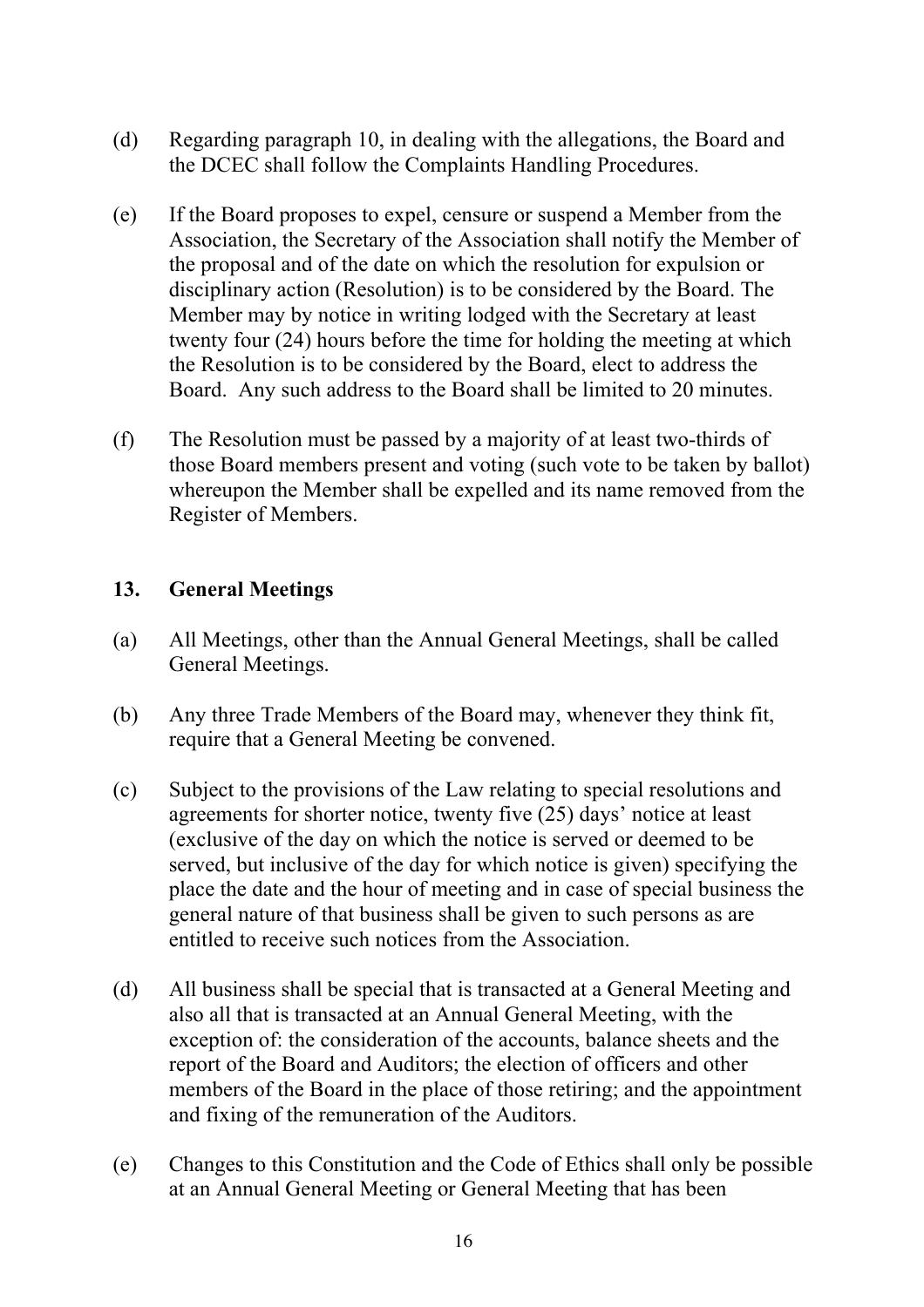(d) Regarding paragraph 10, in dealing with the allegations, the Board and the DCEC shall follow the Complaints Handling Procedures.

(e) If the Board proposes to expel, censure or suspend a Member from the Association, the Secretary of the Association shall notify the Member of the proposal and of the date on which the resolution for expulsion or disciplinary action (Resolution) is to be considered by the Board. The Member may by notice in writing lodged with the Secretary at least twenty four (24) hours before the time for holding the meeting at which the Resolution is to be considered by the Board, elect to address the Board. Any such address to the Board shall be limited to 20 minutes.

(f) The Resolution must be passed by a majority of at least two-thirds of those Board members present and voting (such vote to be taken by ballot) whereupon the Member shall be expelled and its name removed from the Register of Members.

## 13. General Meetings

(a) All Meetings, other than the Annual General Meetings, shall be called General Meetings.

(b) Any three Trade Members of the Board may, whenever they think fit, require that a General Meeting be convened.

(c) Subject to the provisions of the Law relating to special resolutions and agreements for shorter notice, twenty five (25) days' notice at least (exclusive of the day on which the notice is served or deemed to be served, but inclusive of the day for which notice is given) specifying the place the date and the hour of meeting and in case of special business the general nature of that business shall be given to such persons as are entitled to receive such notices from the Association.

(d) All business shall be special that is transacted at a General Meeting and also all that is transacted at an Annual General Meeting, with the exception of: the consideration of the accounts, balance sheets and the report of the Board and Auditors; the election of officers and other members of the Board in the place of those retiring; and the appointment and fixing of the remuneration of the Auditors.

(e) Changes to this Constitution and the Code of Ethics shall only be possible at an Annual General Meeting or General Meeting that has been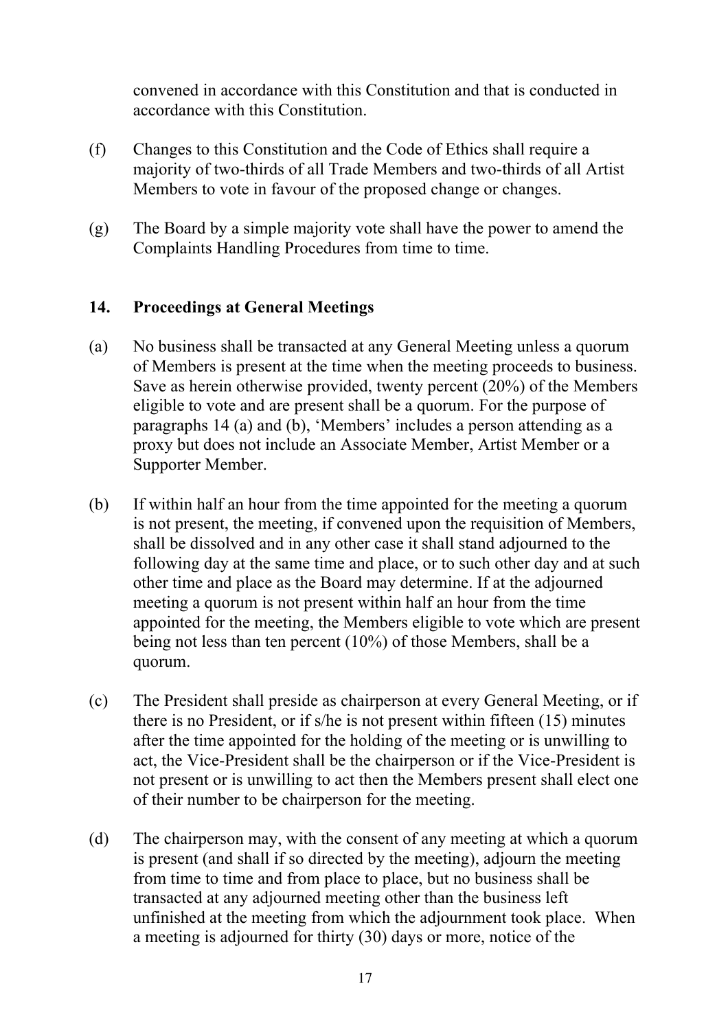convened in accordance with this Constitution and that is conducted in accordance with this Constitution.

(f) Changes to this Constitution and the Code of Ethics shall require a majority of two-thirds of all Trade Members and two-thirds of all Artist Members to vote in favour of the proposed change or changes.

(g) The Board by a simple majority vote shall have the power to amend the Complaints Handling Procedures from time to time.

## 14. Proceedings at General Meetings

(a) No business shall be transacted at any General Meeting unless a quorum of Members is present at the time when the meeting proceeds to business. Save as herein otherwise provided, twenty percent (20%) of the Members eligible to vote and are present shall be a quorum. For the purpose of paragraphs 14 (a) and (b), 'Members' includes a person attending as a proxy but does not include an Associate Member, Artist Member or a Supporter Member.

(b) If within half an hour from the time appointed for the meeting a quorum is not present, the meeting, if convened upon the requisition of Members, shall be dissolved and in any other case it shall stand adjourned to the following day at the same time and place, or to such other day and at such other time and place as the Board may determine. If at the adjourned meeting a quorum is not present within half an hour from the time appointed for the meeting, the Members eligible to vote which are present being not less than ten percent (10%) of those Members, shall be a quorum.

(c) The President shall preside as chairperson at every General Meeting, or if there is no President, or if s/he is not present within fifteen (15) minutes after the time appointed for the holding of the meeting or is unwilling to act, the Vice-President shall be the chairperson or if the Vice-President is not present or is unwilling to act then the Members present shall elect one of their number to be chairperson for the meeting.

(d) The chairperson may, with the consent of any meeting at which a quorum is present (and shall if so directed by the meeting), adjourn the meeting from time to time and from place to place, but no business shall be transacted at any adjourned meeting other than the business left unfinished at the meeting from which the adjournment took place. When a meeting is adjourned for thirty (30) days or more, notice of the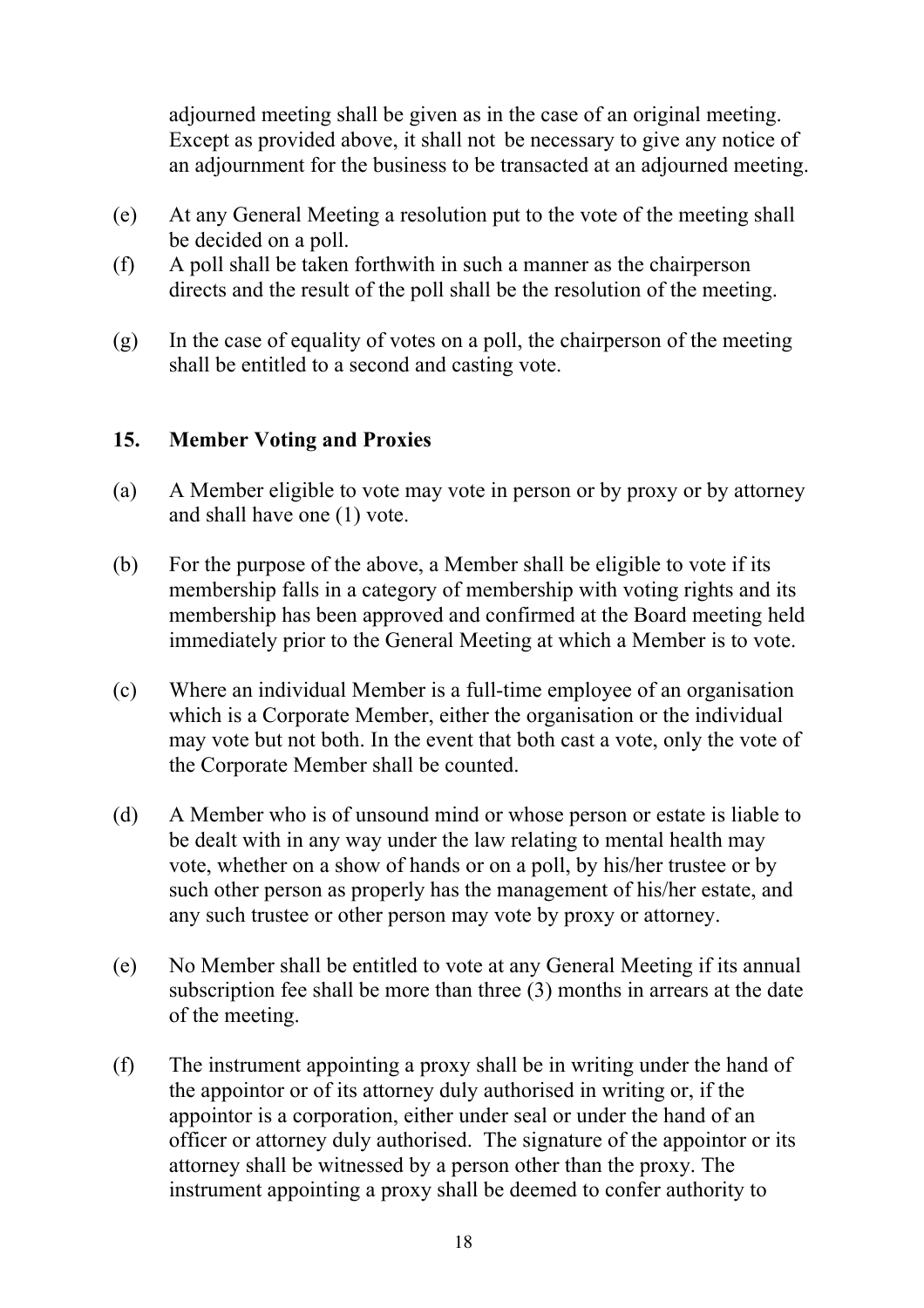adjourned meeting shall be given as in the case of an original meeting. Except as provided above, it shall not be necessary to give any notice of an adjournment for the business to be transacted at an adjourned meeting.

(e) At any General Meeting a resolution put to the vote of the meeting shall be decided on a poll.

(f) A poll shall be taken forthwith in such a manner as the chairperson directs and the result of the poll shall be the resolution of the meeting.

(g) In the case of equality of votes on a poll, the chairperson of the meeting shall be entitled to a second and casting vote.

## 15. Member Voting and Proxies

(a) A Member eligible to vote may vote in person or by proxy or by attorney and shall have one (1) vote.

(b) For the purpose of the above, a Member shall be eligible to vote if its membership falls in a category of membership with voting rights and its membership has been approved and confirmed at the Board meeting held immediately prior to the General Meeting at which a Member is to vote.

(c) Where an individual Member is a full-time employee of an organisation which is a Corporate Member, either the organisation or the individual may vote but not both. In the event that both cast a vote, only the vote of the Corporate Member shall be counted.

(d) A Member who is of unsound mind or whose person or estate is liable to be dealt with in any way under the law relating to mental health may vote, whether on a show of hands or on a poll, by his/her trustee or by such other person as properly has the management of his/her estate, and any such trustee or other person may vote by proxy or attorney.

(e) No Member shall be entitled to vote at any General Meeting if its annual subscription fee shall be more than three (3) months in arrears at the date of the meeting.

(f) The instrument appointing a proxy shall be in writing under the hand of the appointor or of its attorney duly authorised in writing or, if the appointor is a corporation, either under seal or under the hand of an officer or attorney duly authorised. The signature of the appointor or its attorney shall be witnessed by a person other than the proxy. The instrument appointing a proxy shall be deemed to confer authority to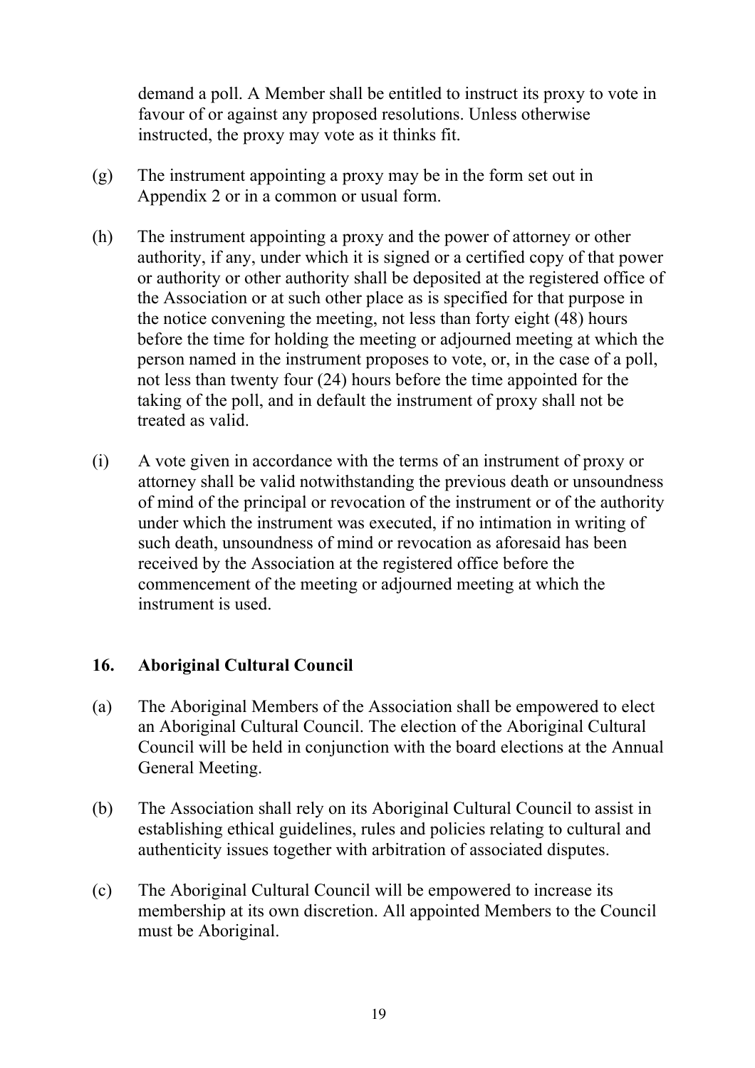demand a poll. A Member shall be entitled to instruct its proxy to vote in favour of or against any proposed resolutions. Unless otherwise instructed, the proxy may vote as it thinks fit.

(g) The instrument appointing a proxy may be in the form set out in Appendix 2 or in a common or usual form.

(h) The instrument appointing a proxy and the power of attorney or other authority, if any, under which it is signed or a certified copy of that power or authority or other authority shall be deposited at the registered office of the Association or at such other place as is specified for that purpose in the notice convening the meeting, not less than forty eight (48) hours before the time for holding the meeting or adjourned meeting at which the person named in the instrument proposes to vote, or, in the case of a poll, not less than twenty four (24) hours before the time appointed for the taking of the poll, and in default the instrument of proxy shall not be treated as valid.

(i) A vote given in accordance with the terms of an instrument of proxy or attorney shall be valid notwithstanding the previous death or unsoundness of mind of the principal or revocation of the instrument or of the authority under which the instrument was executed, if no intimation in writing of such death, unsoundness of mind or revocation as aforesaid has been received by the Association at the registered office before the commencement of the meeting or adjourned meeting at which the instrument is used.

## 16. Aboriginal Cultural Council

(a) The Aboriginal Members of the Association shall be empowered to elect an Aboriginal Cultural Council. The election of the Aboriginal Cultural Council will be held in conjunction with the board elections at the Annual General Meeting.

(b) The Association shall rely on its Aboriginal Cultural Council to assist in establishing ethical guidelines, rules and policies relating to cultural and authenticity issues together with arbitration of associated disputes.

(c) The Aboriginal Cultural Council will be empowered to increase its membership at its own discretion. All appointed Members to the Council must be Aboriginal.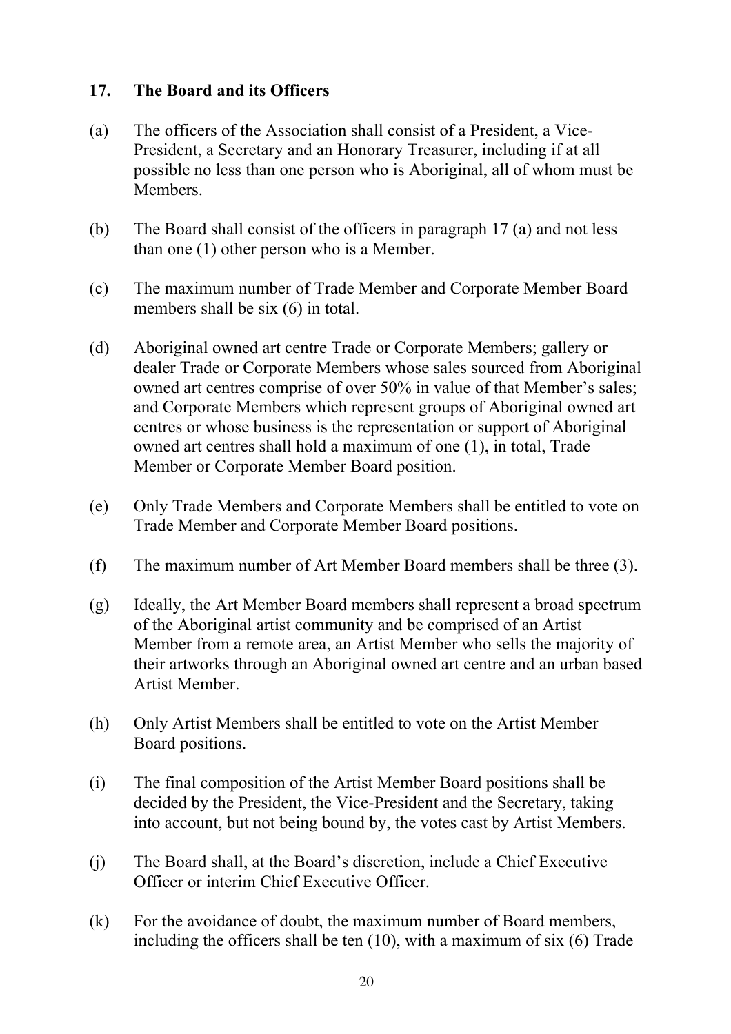## 17. The Board and its Officers

(a) The officers of the Association shall consist of a President, a Vice-President, a Secretary and an Honorary Treasurer, including if at all possible no less than one person who is Aboriginal, all of whom must be Members.

(b) The Board shall consist of the officers in paragraph 17 (a) and not less than one (1) other person who is a Member.

(c) The maximum number of Trade Member and Corporate Member Board members shall be six (6) in total.

(d) Aboriginal owned art centre Trade or Corporate Members; gallery or dealer Trade or Corporate Members whose sales sourced from Aboriginal owned art centres comprise of over 50% in value of that Member's sales; and Corporate Members which represent groups of Aboriginal owned art centres or whose business is the representation or support of Aboriginal owned art centres shall hold a maximum of one (1), in total, Trade Member or Corporate Member Board position.

(e) Only Trade Members and Corporate Members shall be entitled to vote on Trade Member and Corporate Member Board positions.

(f) The maximum number of Art Member Board members shall be three (3).

(g) Ideally, the Art Member Board members shall represent a broad spectrum of the Aboriginal artist community and be comprised of an Artist Member from a remote area, an Artist Member who sells the majority of their artworks through an Aboriginal owned art centre and an urban based Artist Member.

(h) Only Artist Members shall be entitled to vote on the Artist Member Board positions.

(i) The final composition of the Artist Member Board positions shall be decided by the President, the Vice-President and the Secretary, taking into account, but not being bound by, the votes cast by Artist Members.

(j) The Board shall, at the Board's discretion, include a Chief Executive Officer or interim Chief Executive Officer.

(k) For the avoidance of doubt, the maximum number of Board members, including the officers shall be ten (10), with a maximum of six (6) Trade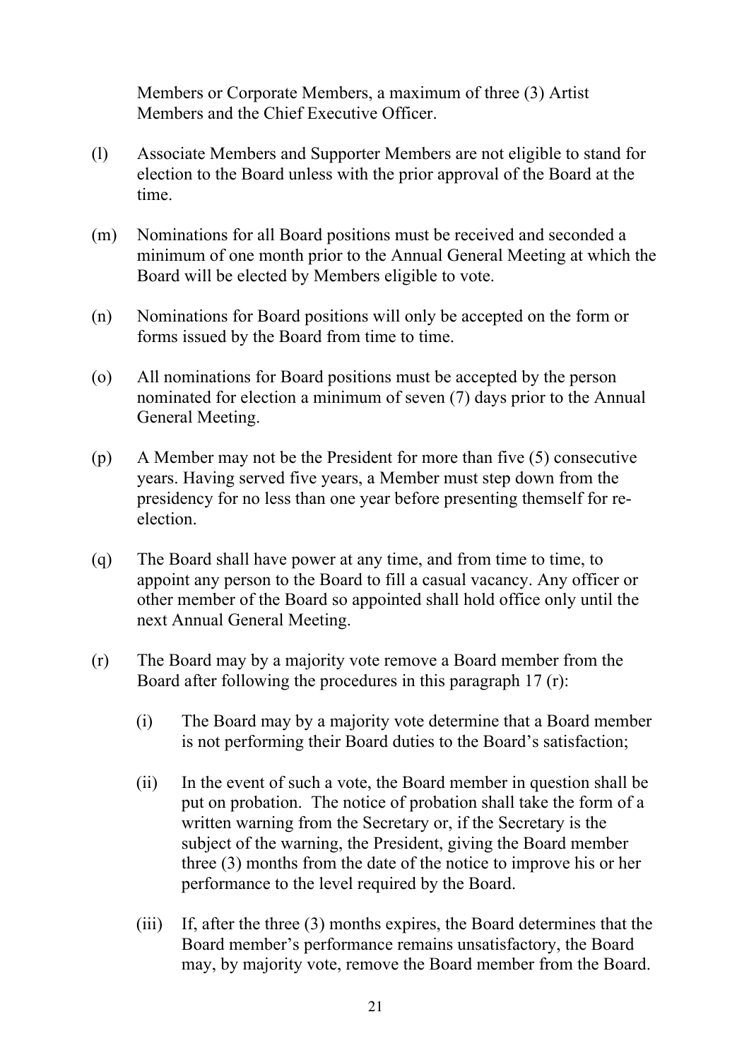Members or Corporate Members, a maximum of three (3) Artist Members and the Chief Executive Officer.

(l) Associate Members and Supporter Members are not eligible to stand for election to the Board unless with the prior approval of the Board at the time.

(m) Nominations for all Board positions must be received and seconded a minimum of one month prior to the Annual General Meeting at which the Board will be elected by Members eligible to vote.

(n) Nominations for Board positions will only be accepted on the form or forms issued by the Board from time to time.

(o) All nominations for Board positions must be accepted by the person nominated for election a minimum of seven (7) days prior to the Annual General Meeting.

(p) A Member may not be the President for more than five (5) consecutive years. Having served five years, a Member must step down from the presidency for no less than one year before presenting themself for re-election.

(q) The Board shall have power at any time, and from time to time, to appoint any person to the Board to fill a casual vacancy. Any officer or other member of the Board so appointed shall hold office only until the next Annual General Meeting.

(r) The Board may by a majority vote remove a Board member from the Board after following the procedures in this paragraph 17 (r):

   (i) The Board may by a majority vote determine that a Board member is not performing their Board duties to the Board's satisfaction;

   (ii) In the event of such a vote, the Board member in question shall be put on probation. The notice of probation shall take the form of a written warning from the Secretary or, if the Secretary is the subject of the warning, the President, giving the Board member three (3) months from the date of the notice to improve his or her performance to the level required by the Board.

   (iii) If, after the three (3) months expires, the Board determines that the Board member's performance remains unsatisfactory, the Board may, by majority vote, remove the Board member from the Board.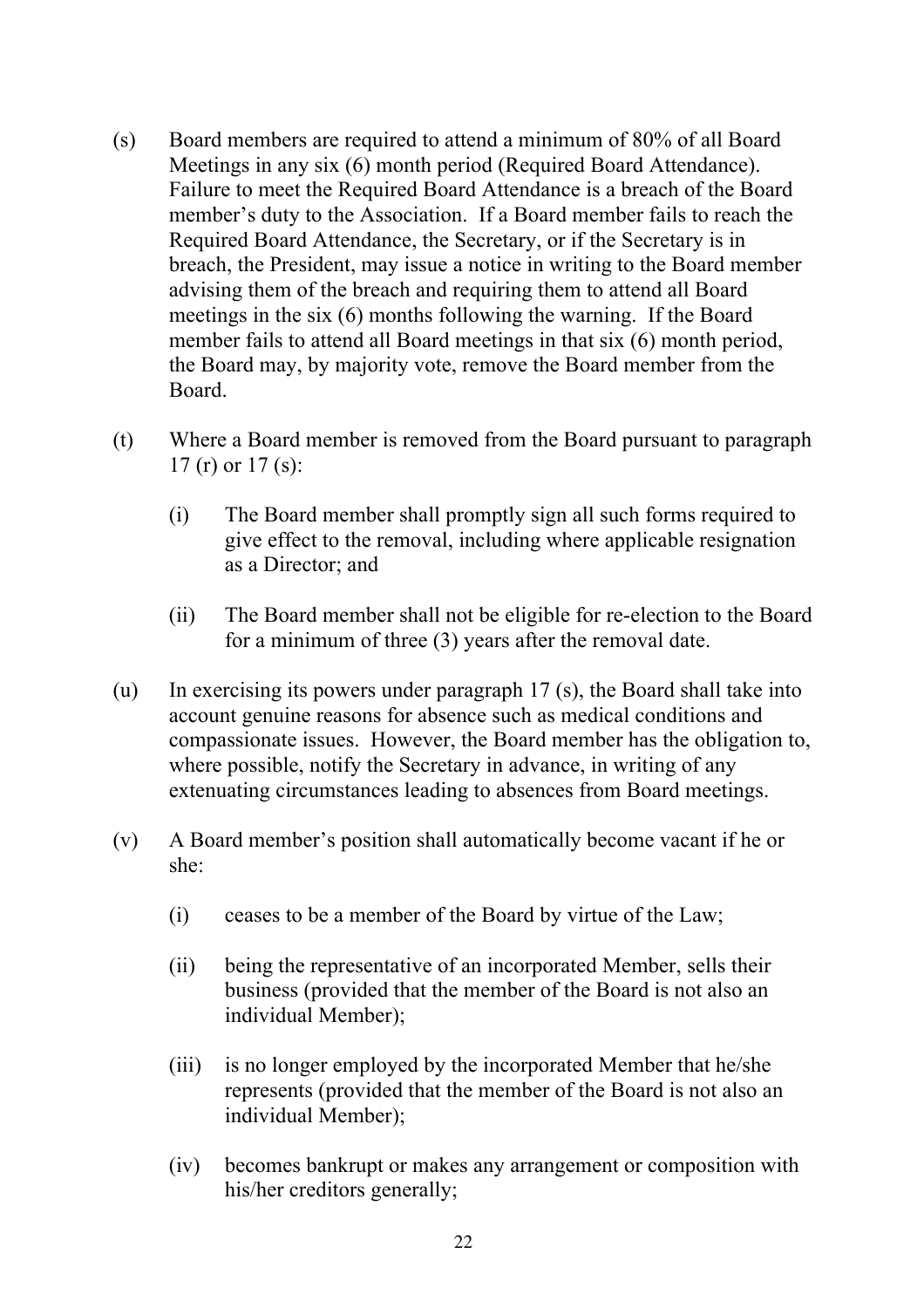(s) Board members are required to attend a minimum of 80% of all Board Meetings in any six (6) month period (Required Board Attendance). Failure to meet the Required Board Attendance is a breach of the Board member's duty to the Association. If a Board member fails to reach the Required Board Attendance, the Secretary, or if the Secretary is in breach, the President, may issue a notice in writing to the Board member advising them of the breach and requiring them to attend all Board meetings in the six (6) months following the warning. If the Board member fails to attend all Board meetings in that six (6) month period, the Board may, by majority vote, remove the Board member from the Board.

(t) Where a Board member is removed from the Board pursuant to paragraph 17 (r) or 17 (s):

  (i) The Board member shall promptly sign all such forms required to give effect to the removal, including where applicable resignation as a Director; and

  (ii) The Board member shall not be eligible for re-election to the Board for a minimum of three (3) years after the removal date.

(u) In exercising its powers under paragraph 17 (s), the Board shall take into account genuine reasons for absence such as medical conditions and compassionate issues. However, the Board member has the obligation to, where possible, notify the Secretary in advance, in writing of any extenuating circumstances leading to absences from Board meetings.

(v) A Board member's position shall automatically become vacant if he or she:

  (i) ceases to be a member of the Board by virtue of the Law;

  (ii) being the representative of an incorporated Member, sells their business (provided that the member of the Board is not also an individual Member);

  (iii) is no longer employed by the incorporated Member that he/she represents (provided that the member of the Board is not also an individual Member);

  (iv) becomes bankrupt or makes any arrangement or composition with his/her creditors generally;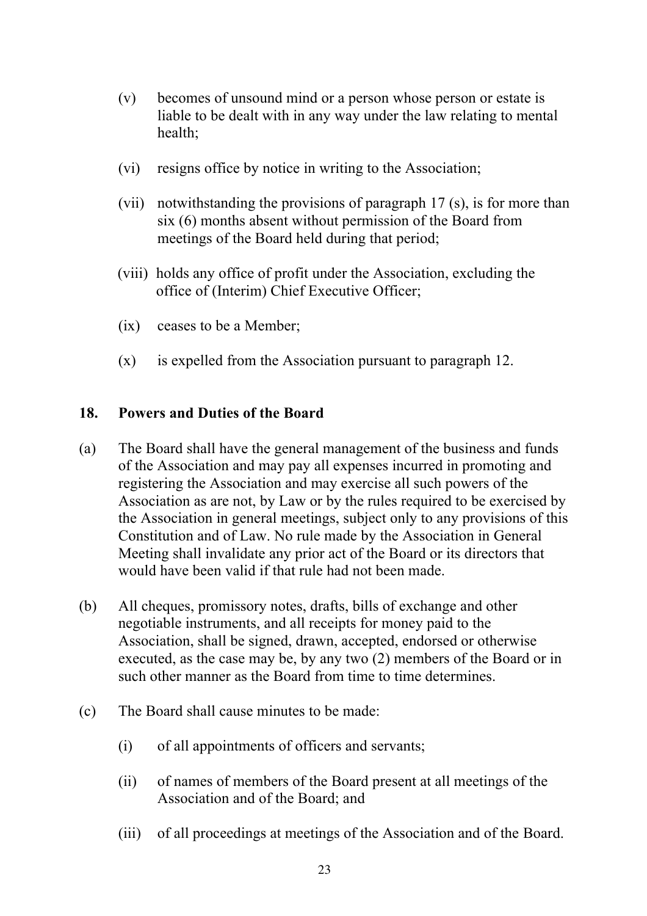(v) becomes of unsound mind or a person whose person or estate is liable to be dealt with in any way under the law relating to mental health;

(vi) resigns office by notice in writing to the Association;

(vii) notwithstanding the provisions of paragraph 17 (s), is for more than six (6) months absent without permission of the Board from meetings of the Board held during that period;

(viii) holds any office of profit under the Association, excluding the office of (Interim) Chief Executive Officer;

(ix) ceases to be a Member;

(x) is expelled from the Association pursuant to paragraph 12.

## 18. Powers and Duties of the Board

(a) The Board shall have the general management of the business and funds of the Association and may pay all expenses incurred in promoting and registering the Association and may exercise all such powers of the Association as are not, by Law or by the rules required to be exercised by the Association in general meetings, subject only to any provisions of this Constitution and of Law. No rule made by the Association in General Meeting shall invalidate any prior act of the Board or its directors that would have been valid if that rule had not been made.

(b) All cheques, promissory notes, drafts, bills of exchange and other negotiable instruments, and all receipts for money paid to the Association, shall be signed, drawn, accepted, endorsed or otherwise executed, as the case may be, by any two (2) members of the Board or in such other manner as the Board from time to time determines.

(c) The Board shall cause minutes to be made:

(i) of all appointments of officers and servants;

(ii) of names of members of the Board present at all meetings of the Association and of the Board; and

(iii) of all proceedings at meetings of the Association and of the Board.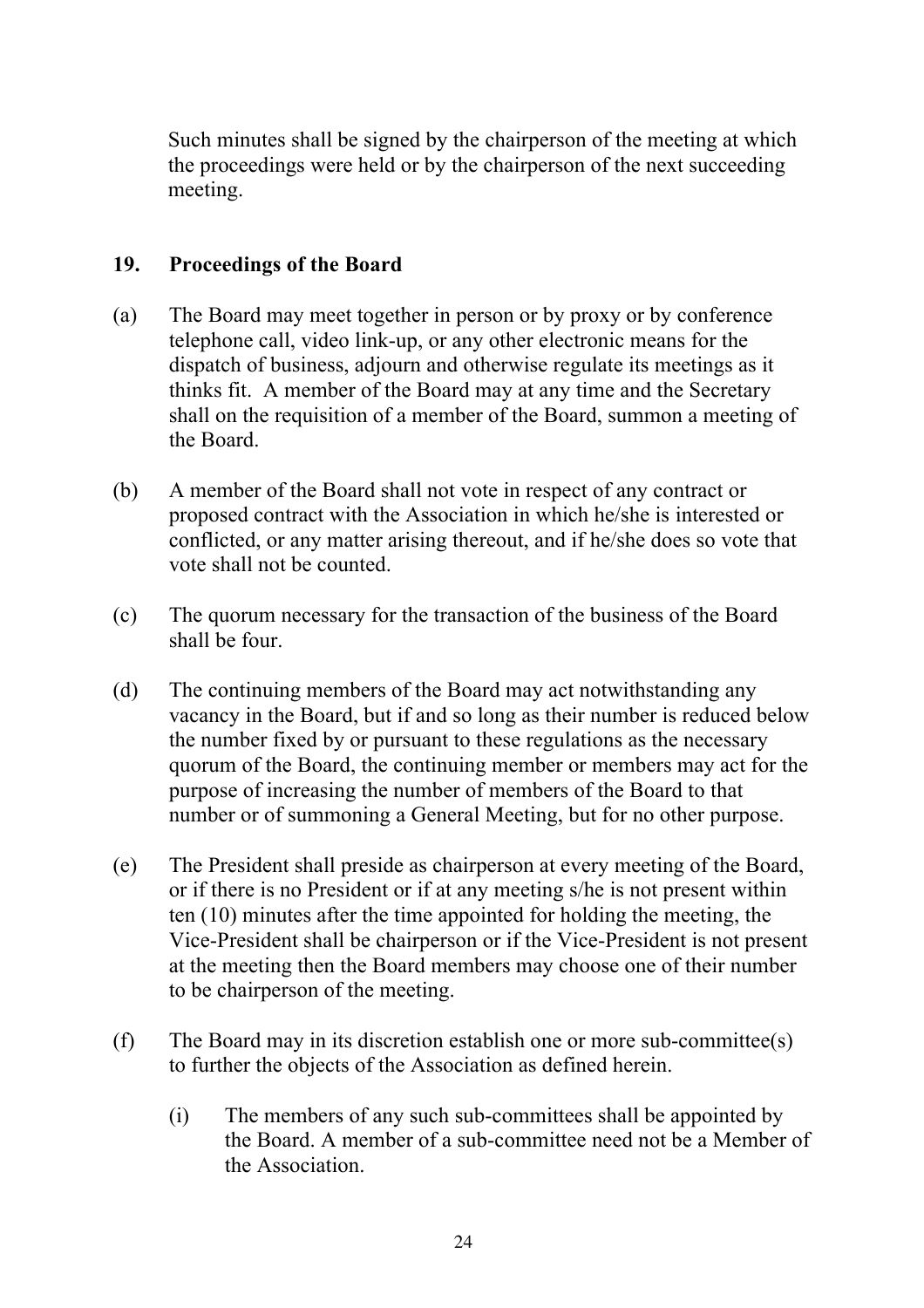Such minutes shall be signed by the chairperson of the meeting at which the proceedings were held or by the chairperson of the next succeeding meeting.

## 19. Proceedings of the Board

(a) The Board may meet together in person or by proxy or by conference telephone call, video link-up, or any other electronic means for the dispatch of business, adjourn and otherwise regulate its meetings as it thinks fit. A member of the Board may at any time and the Secretary shall on the requisition of a member of the Board, summon a meeting of the Board.

(b) A member of the Board shall not vote in respect of any contract or proposed contract with the Association in which he/she is interested or conflicted, or any matter arising thereout, and if he/she does so vote that vote shall not be counted.

(c) The quorum necessary for the transaction of the business of the Board shall be four.

(d) The continuing members of the Board may act notwithstanding any vacancy in the Board, but if and so long as their number is reduced below the number fixed by or pursuant to these regulations as the necessary quorum of the Board, the continuing member or members may act for the purpose of increasing the number of members of the Board to that number or of summoning a General Meeting, but for no other purpose.

(e) The President shall preside as chairperson at every meeting of the Board, or if there is no President or if at any meeting s/he is not present within ten (10) minutes after the time appointed for holding the meeting, the Vice-President shall be chairperson or if the Vice-President is not present at the meeting then the Board members may choose one of their number to be chairperson of the meeting.

(f) The Board may in its discretion establish one or more sub-committee(s) to further the objects of the Association as defined herein.

  (i) The members of any such sub-committees shall be appointed by the Board. A member of a sub-committee need not be a Member of the Association.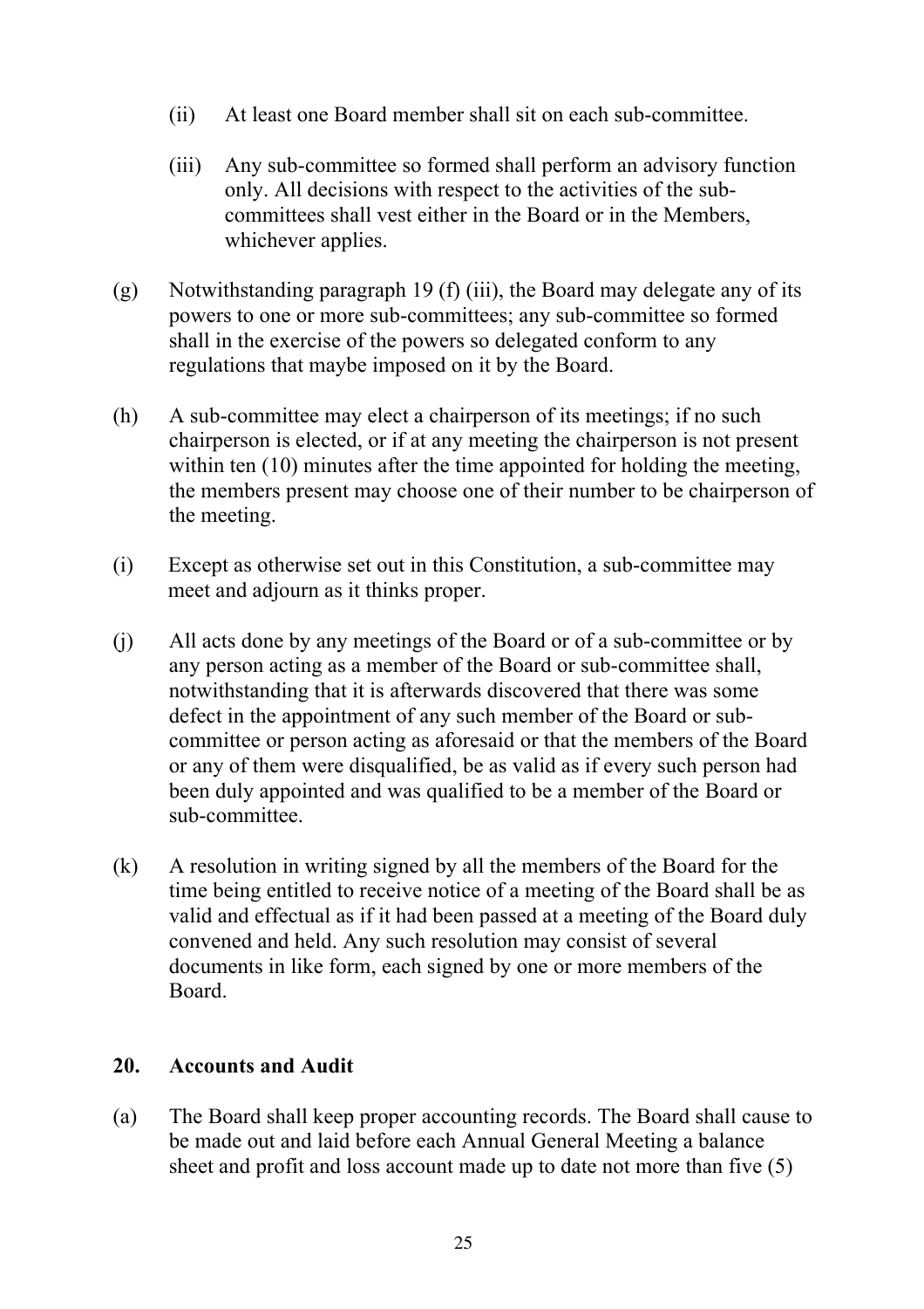(ii) At least one Board member shall sit on each sub-committee.

(iii) Any sub-committee so formed shall perform an advisory function only. All decisions with respect to the activities of the sub-committees shall vest either in the Board or in the Members, whichever applies.

(g) Notwithstanding paragraph 19 (f) (iii), the Board may delegate any of its powers to one or more sub-committees; any sub-committee so formed shall in the exercise of the powers so delegated conform to any regulations that maybe imposed on it by the Board.

(h) A sub-committee may elect a chairperson of its meetings; if no such chairperson is elected, or if at any meeting the chairperson is not present within ten (10) minutes after the time appointed for holding the meeting, the members present may choose one of their number to be chairperson of the meeting.

(i) Except as otherwise set out in this Constitution, a sub-committee may meet and adjourn as it thinks proper.

(j) All acts done by any meetings of the Board or of a sub-committee or by any person acting as a member of the Board or sub-committee shall, notwithstanding that it is afterwards discovered that there was some defect in the appointment of any such member of the Board or sub-committee or person acting as aforesaid or that the members of the Board or any of them were disqualified, be as valid as if every such person had been duly appointed and was qualified to be a member of the Board or sub-committee.

(k) A resolution in writing signed by all the members of the Board for the time being entitled to receive notice of a meeting of the Board shall be as valid and effectual as if it had been passed at a meeting of the Board duly convened and held. Any such resolution may consist of several documents in like form, each signed by one or more members of the Board.

## 20. Accounts and Audit

(a) The Board shall keep proper accounting records. The Board shall cause to be made out and laid before each Annual General Meeting a balance sheet and profit and loss account made up to date not more than five (5)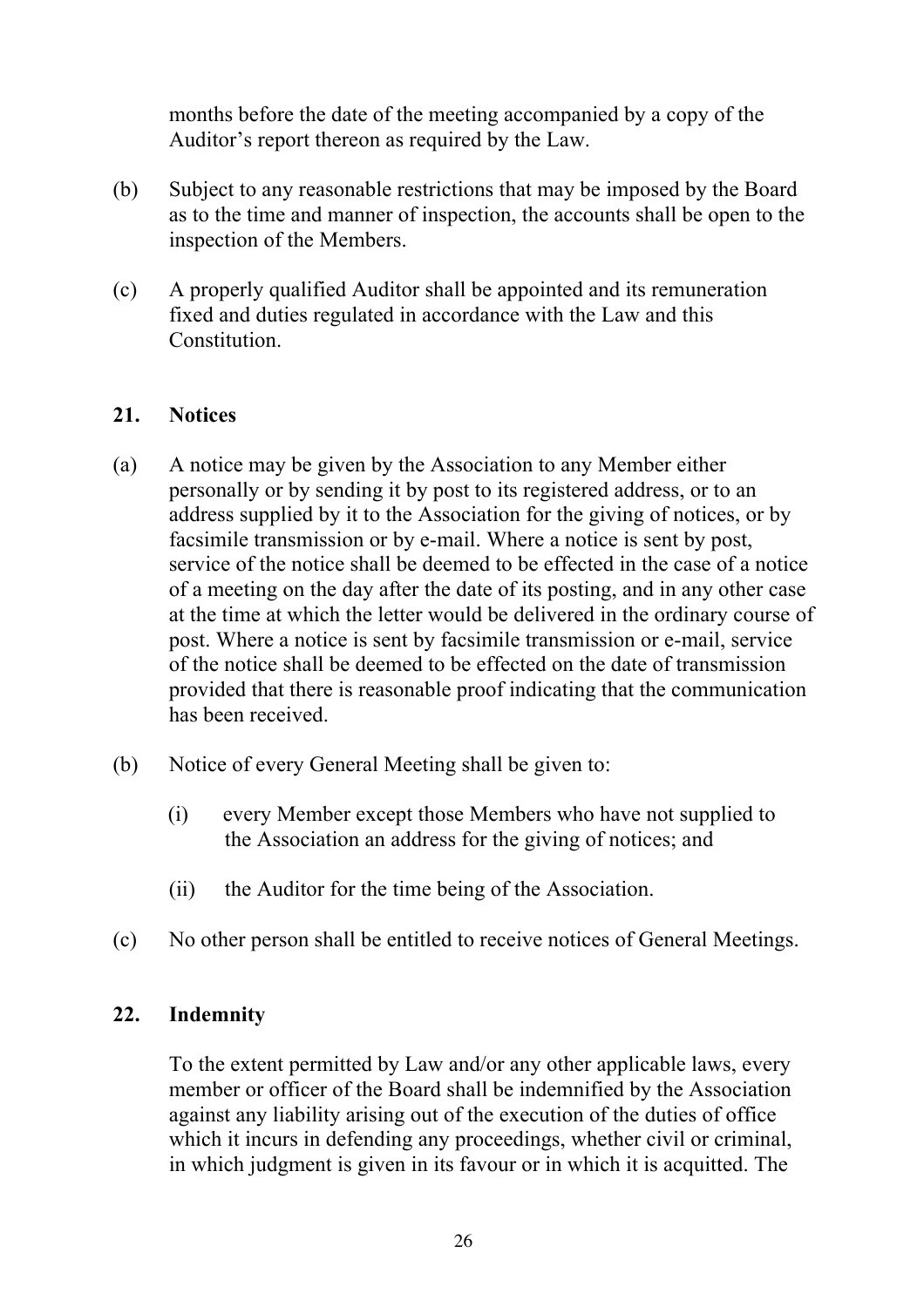months before the date of the meeting accompanied by a copy of the Auditor's report thereon as required by the Law.

(b) Subject to any reasonable restrictions that may be imposed by the Board as to the time and manner of inspection, the accounts shall be open to the inspection of the Members.

(c) A properly qualified Auditor shall be appointed and its remuneration fixed and duties regulated in accordance with the Law and this Constitution.

## 21. Notices

(a) A notice may be given by the Association to any Member either personally or by sending it by post to its registered address, or to an address supplied by it to the Association for the giving of notices, or by facsimile transmission or by e-mail. Where a notice is sent by post, service of the notice shall be deemed to be effected in the case of a notice of a meeting on the day after the date of its posting, and in any other case at the time at which the letter would be delivered in the ordinary course of post. Where a notice is sent by facsimile transmission or e-mail, service of the notice shall be deemed to be effected on the date of transmission provided that there is reasonable proof indicating that the communication has been received.

(b) Notice of every General Meeting shall be given to:

   (i) every Member except those Members who have not supplied to the Association an address for the giving of notices; and

   (ii) the Auditor for the time being of the Association.

(c) No other person shall be entitled to receive notices of General Meetings.

## 22. Indemnity

To the extent permitted by Law and/or any other applicable laws, every member or officer of the Board shall be indemnified by the Association against any liability arising out of the execution of the duties of office which it incurs in defending any proceedings, whether civil or criminal, in which judgment is given in its favour or in which it is acquitted. The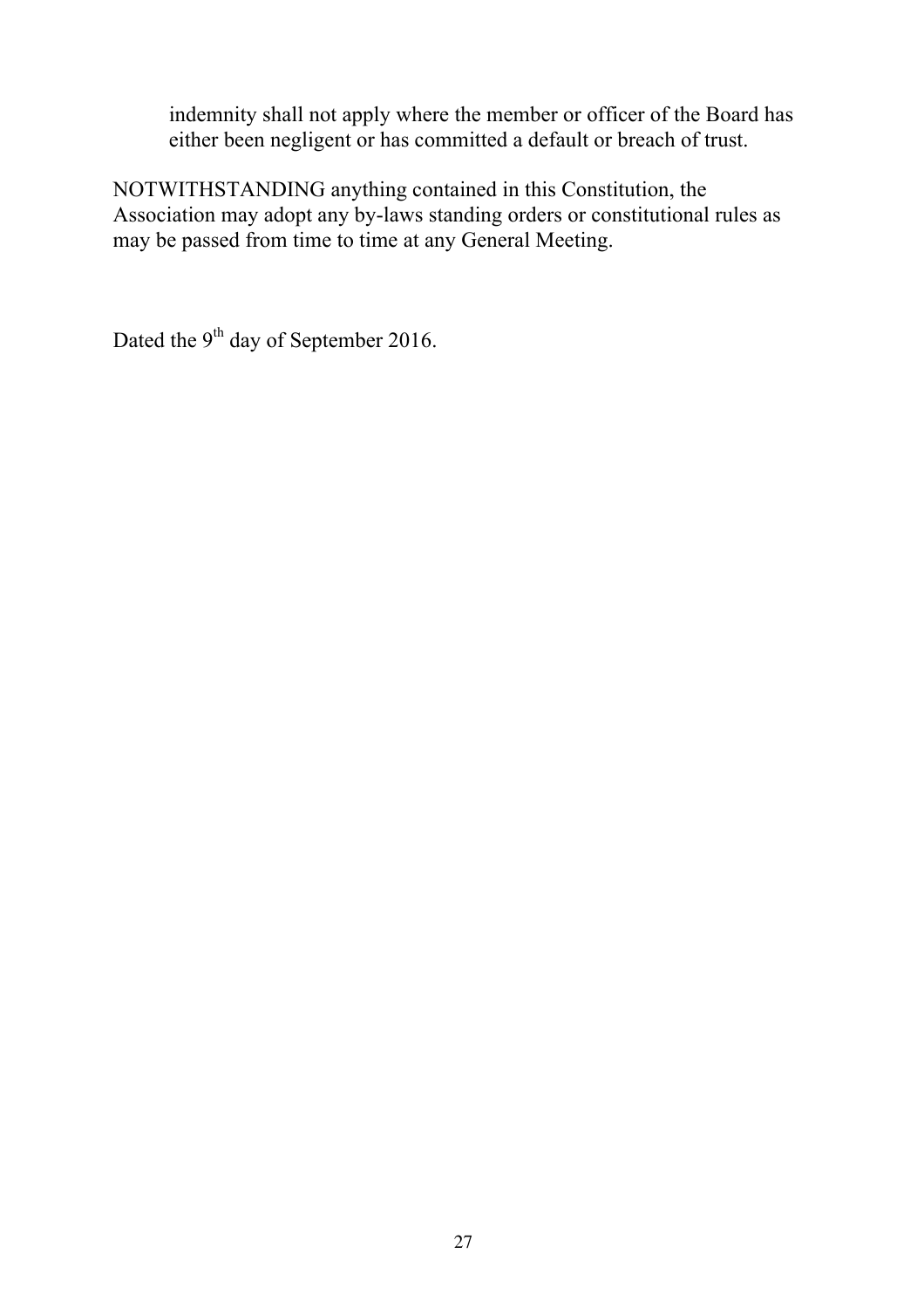indemnity shall not apply where the member or officer of the Board has either been negligent or has committed a default or breach of trust.

NOTWITHSTANDING anything contained in this Constitution, the Association may adopt any by-laws standing orders or constitutional rules as may be passed from time to time at any General Meeting.

Dated the 9th day of September 2016.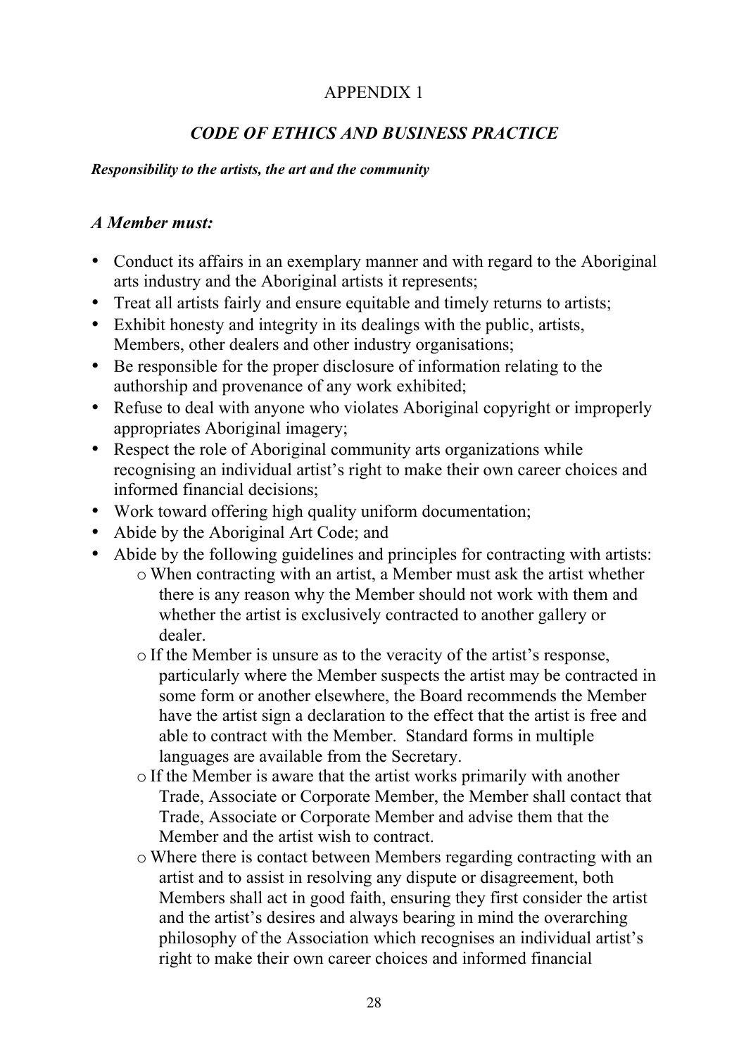APPENDIX 1

## *CODE OF ETHICS AND BUSINESS PRACTICE*

***Responsibility to the artists, the art and the community***

### *A Member must:*

- Conduct its affairs in an exemplary manner and with regard to the Aboriginal arts industry and the Aboriginal artists it represents;
- Treat all artists fairly and ensure equitable and timely returns to artists;
- Exhibit honesty and integrity in its dealings with the public, artists, Members, other dealers and other industry organisations;
- Be responsible for the proper disclosure of information relating to the authorship and provenance of any work exhibited;
- Refuse to deal with anyone who violates Aboriginal copyright or improperly appropriates Aboriginal imagery;
- Respect the role of Aboriginal community arts organizations while recognising an individual artist's right to make their own career choices and informed financial decisions;
- Work toward offering high quality uniform documentation;
- Abide by the Aboriginal Art Code; and
- Abide by the following guidelines and principles for contracting with artists:
  - When contracting with an artist, a Member must ask the artist whether there is any reason why the Member should not work with them and whether the artist is exclusively contracted to another gallery or dealer.
  - If the Member is unsure as to the veracity of the artist's response, particularly where the Member suspects the artist may be contracted in some form or another elsewhere, the Board recommends the Member have the artist sign a declaration to the effect that the artist is free and able to contract with the Member. Standard forms in multiple languages are available from the Secretary.
  - If the Member is aware that the artist works primarily with another Trade, Associate or Corporate Member, the Member shall contact that Trade, Associate or Corporate Member and advise them that the Member and the artist wish to contract.
  - Where there is contact between Members regarding contracting with an artist and to assist in resolving any dispute or disagreement, both Members shall act in good faith, ensuring they first consider the artist and the artist's desires and always bearing in mind the overarching philosophy of the Association which recognises an individual artist's right to make their own career choices and informed financial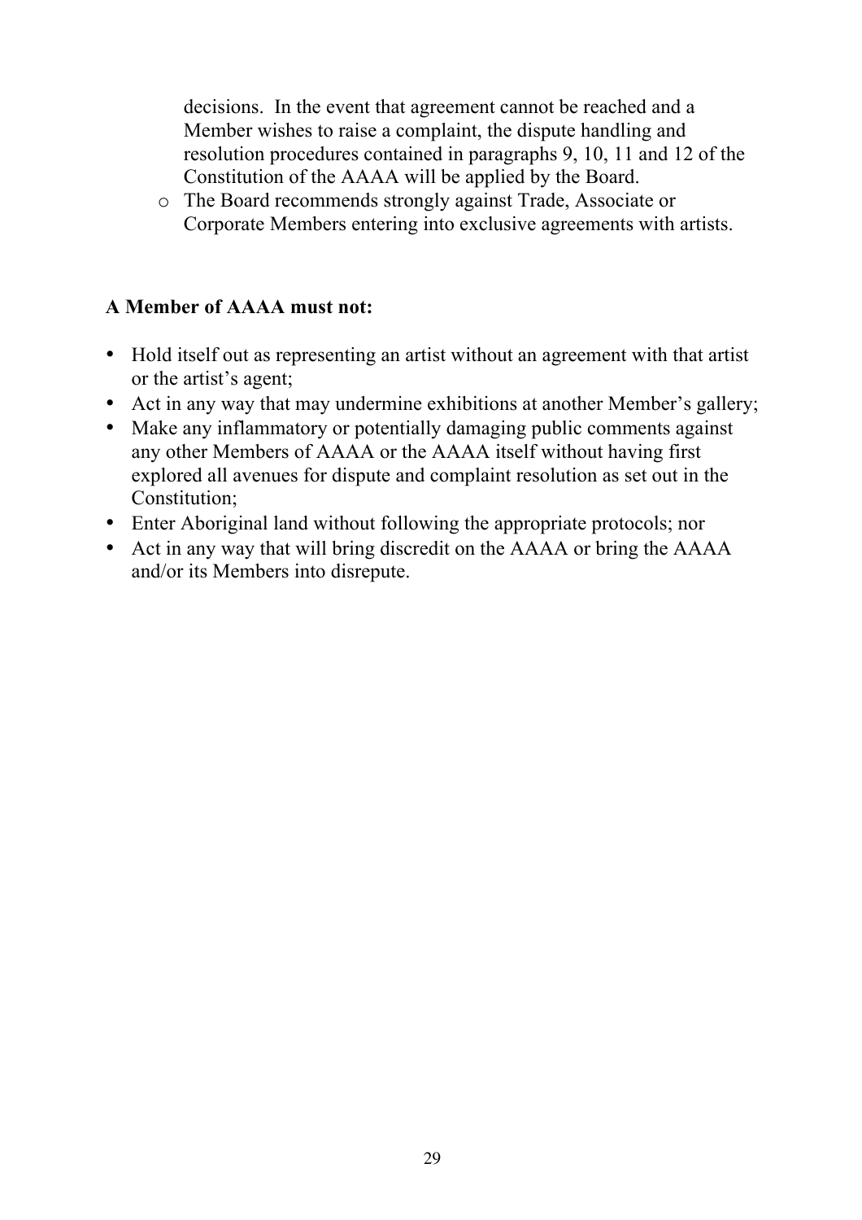decisions. In the event that agreement cannot be reached and a Member wishes to raise a complaint, the dispute handling and resolution procedures contained in paragraphs 9, 10, 11 and 12 of the Constitution of the AAAA will be applied by the Board.

- The Board recommends strongly against Trade, Associate or Corporate Members entering into exclusive agreements with artists.

**A Member of AAAA must not:**

- Hold itself out as representing an artist without an agreement with that artist or the artist's agent;
- Act in any way that may undermine exhibitions at another Member's gallery;
- Make any inflammatory or potentially damaging public comments against any other Members of AAAA or the AAAA itself without having first explored all avenues for dispute and complaint resolution as set out in the Constitution;
- Enter Aboriginal land without following the appropriate protocols; nor
- Act in any way that will bring discredit on the AAAA or bring the AAAA and/or its Members into disrepute.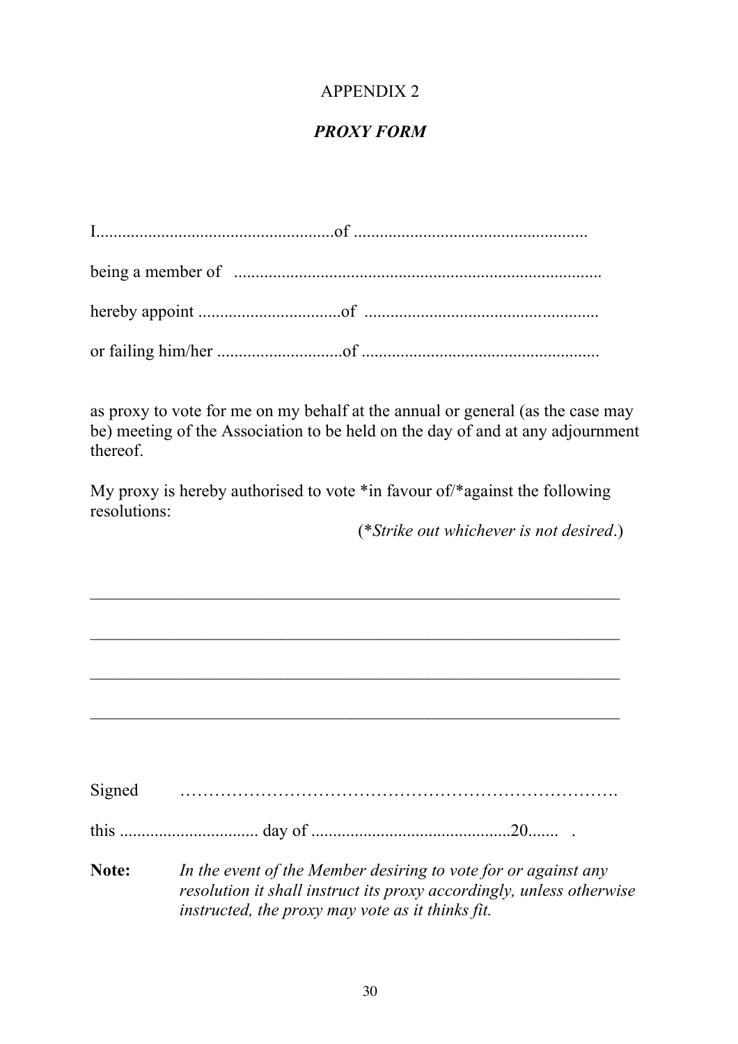APPENDIX 2

***PROXY FORM***

I.......................................................of .....................................................

being a member of ....................................................................................

hereby appoint ................................of .....................................................

or failing him/her ............................of ......................................................

as proxy to vote for me on my behalf at the annual or general (as the case may be) meeting of the Association to be held on the day of and at any adjournment thereof.

My proxy is hereby authorised to vote *in favour of/*against the following resolutions:

(**Strike out whichever is not desired*.)

_______________________________________________________________

_______________________________________________________________

_______________________________________________________________

_______________________________________________________________

Signed ……………………………………………………………….

this ................................ day of .............................................20....... .

**Note:** *In the event of the Member desiring to vote for or against any resolution it shall instruct its proxy accordingly, unless otherwise instructed, the proxy may vote as it thinks fit.*